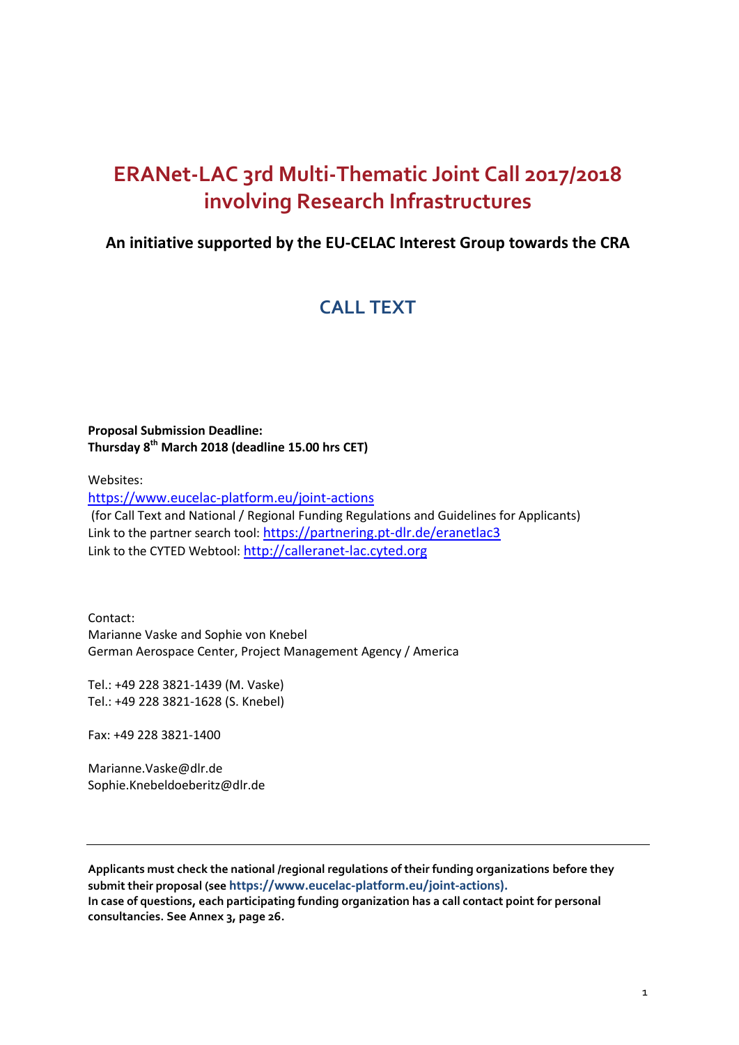# ERANet-LAC 3rd Multi-Thematic Joint Call 2017/2018 involving Research Infrastructures

**An initiative supported by the EU-CELAC Interest Group towards the CRA**

## CALL TEXT

**Proposal Submission Deadline:**
**Thursday 8th March 2018 (deadline 15.00 hrs CET)**

Websites:
https://www.eucelac-platform.eu/joint-actions
(for Call Text and National / Regional Funding Regulations and Guidelines for Applicants)
Link to the partner search tool: https://partnering.pt-dlr.de/eranetlac3
Link to the CYTED Webtool: http://calleranet-lac.cyted.org

Contact:
Marianne Vaske and Sophie von Knebel
German Aerospace Center, Project Management Agency / America

Tel.: +49 228 3821-1439 (M. Vaske)
Tel.: +49 228 3821-1628 (S. Knebel)

Fax: +49 228 3821-1400

Marianne.Vaske@dlr.de
Sophie.Knebeldoeberitz@dlr.de

---

**Applicants must check the national /regional regulations of their funding organizations before they submit their proposal (see https://www.eucelac-platform.eu/joint-actions).**
**In case of questions, each participating funding organization has a call contact point for personal consultancies. See Annex 3, page 26.**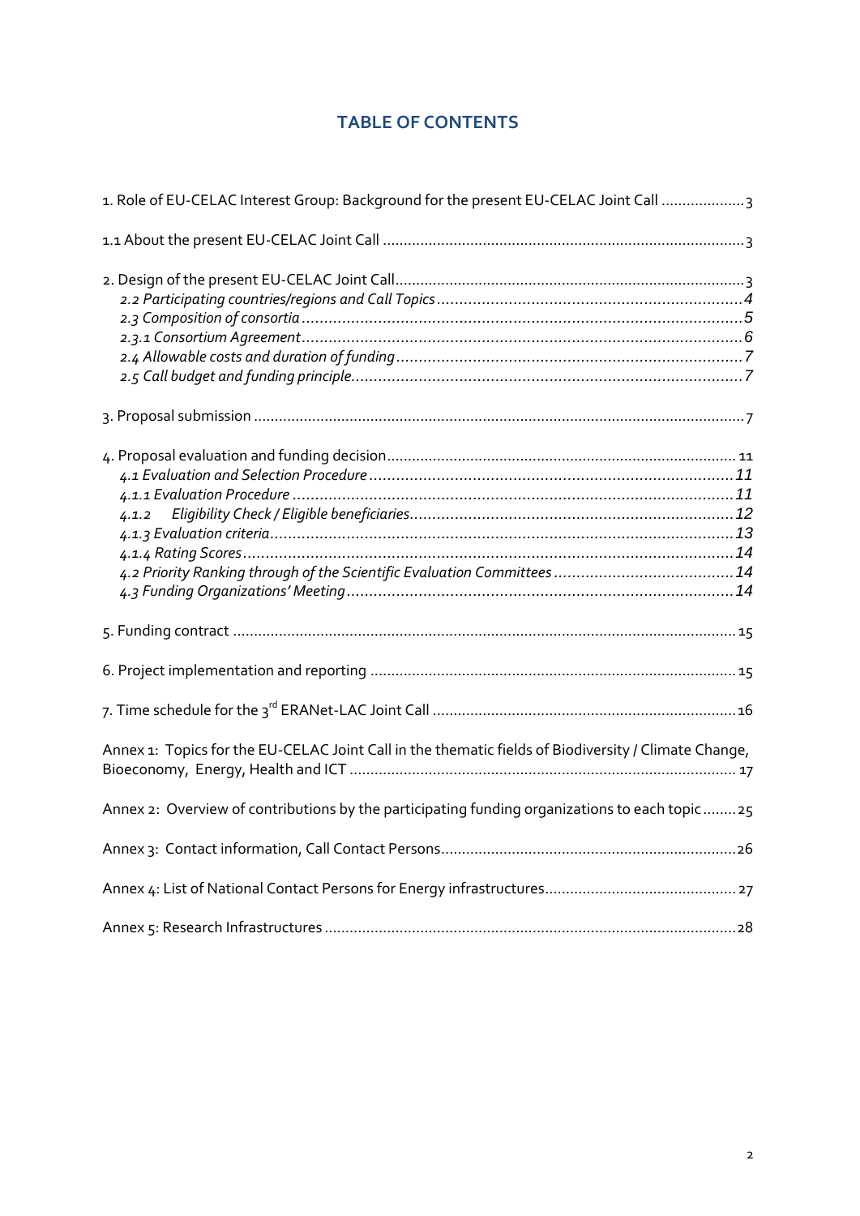## TABLE OF CONTENTS

1. Role of EU-CELAC Interest Group: Background for the present EU-CELAC Joint Call .................... 3

1.1 About the present EU-CELAC Joint Call ........................................................................................ 3

2. Design of the present EU-CELAC Joint Call..................................................................................... 3
*2.2 Participating countries/regions and Call Topics ........................................................................ 4*
*2.3 Composition of consortia ........................................................................................................ 5*
*2.3.1 Consortium Agreement ............................................................................................................ 6*
*2.4 Allowable costs and duration of funding ................................................................................ 7*
*2.5 Call budget and funding principle............................................................................................ 7*

3. Proposal submission ......................................................................................................................... 7

4. Proposal evaluation and funding decision......................................................................................... 11
*4.1 Evaluation and Selection Procedure ........................................................................................ 11*
*4.1.1 Evaluation Procedure ............................................................................................................ 11*
*4.1.2 Eligibility Check / Eligible beneficiaries.................................................................................. 12*
*4.1.3 Evaluation criteria.................................................................................................................. 13*
*4.1.4 Rating Scores ........................................................................................................................ 14*
*4.2 Priority Ranking through of the Scientific Evaluation Committees ........................................ 14*
*4.3 Funding Organizations' Meeting ............................................................................................ 14*

5. Funding contract ............................................................................................................................. 15

6. Project implementation and reporting ............................................................................................. 15

7. Time schedule for the 3rd ERANet-LAC Joint Call .......................................................................... 16

Annex 1: Topics for the EU-CELAC Joint Call in the thematic fields of Biodiversity / Climate Change, Bioeconomy, Energy, Health and ICT ................................................................................................ 17

Annex 2: Overview of contributions by the participating funding organizations to each topic ........ 25

Annex 3: Contact information, Call Contact Persons.......................................................................... 26

Annex 4: List of National Contact Persons for Energy infrastructures............................................... 27

Annex 5: Research Infrastructures ..................................................................................................... 28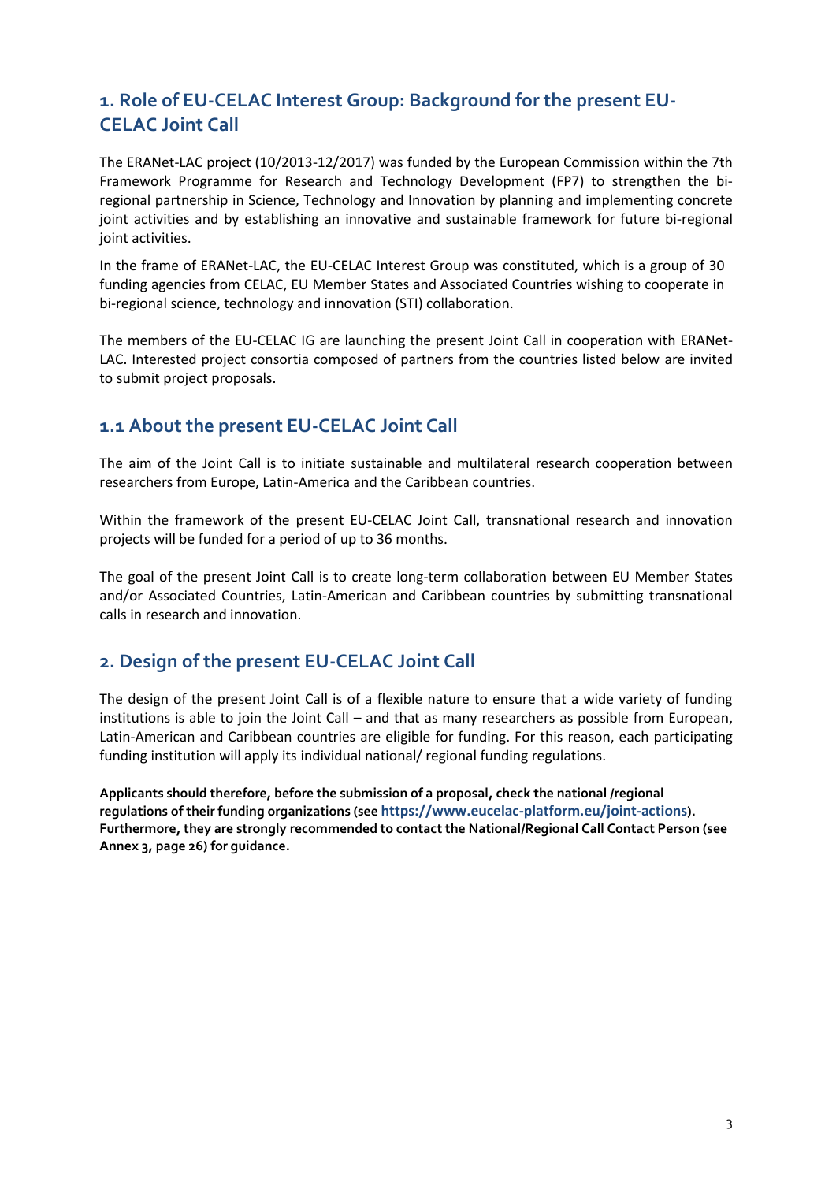## 1. Role of EU-CELAC Interest Group: Background for the present EU-CELAC Joint Call

The ERANet-LAC project (10/2013-12/2017) was funded by the European Commission within the 7th Framework Programme for Research and Technology Development (FP7) to strengthen the bi-regional partnership in Science, Technology and Innovation by planning and implementing concrete joint activities and by establishing an innovative and sustainable framework for future bi-regional joint activities.

In the frame of ERANet-LAC, the EU-CELAC Interest Group was constituted, which is a group of 30 funding agencies from CELAC, EU Member States and Associated Countries wishing to cooperate in bi-regional science, technology and innovation (STI) collaboration.

The members of the EU-CELAC IG are launching the present Joint Call in cooperation with ERANet-LAC. Interested project consortia composed of partners from the countries listed below are invited to submit project proposals.

### 1.1 About the present EU-CELAC Joint Call

The aim of the Joint Call is to initiate sustainable and multilateral research cooperation between researchers from Europe, Latin-America and the Caribbean countries.

Within the framework of the present EU-CELAC Joint Call, transnational research and innovation projects will be funded for a period of up to 36 months.

The goal of the present Joint Call is to create long-term collaboration between EU Member States and/or Associated Countries, Latin-American and Caribbean countries by submitting transnational calls in research and innovation.

## 2. Design of the present EU-CELAC Joint Call

The design of the present Joint Call is of a flexible nature to ensure that a wide variety of funding institutions is able to join the Joint Call – and that as many researchers as possible from European, Latin-American and Caribbean countries are eligible for funding. For this reason, each participating funding institution will apply its individual national/ regional funding regulations.

**Applicants should therefore, before the submission of a proposal, check the national /regional regulations of their funding organizations (see https://www.eucelac-platform.eu/joint-actions). Furthermore, they are strongly recommended to contact the National/Regional Call Contact Person (see Annex 3, page 26) for guidance.**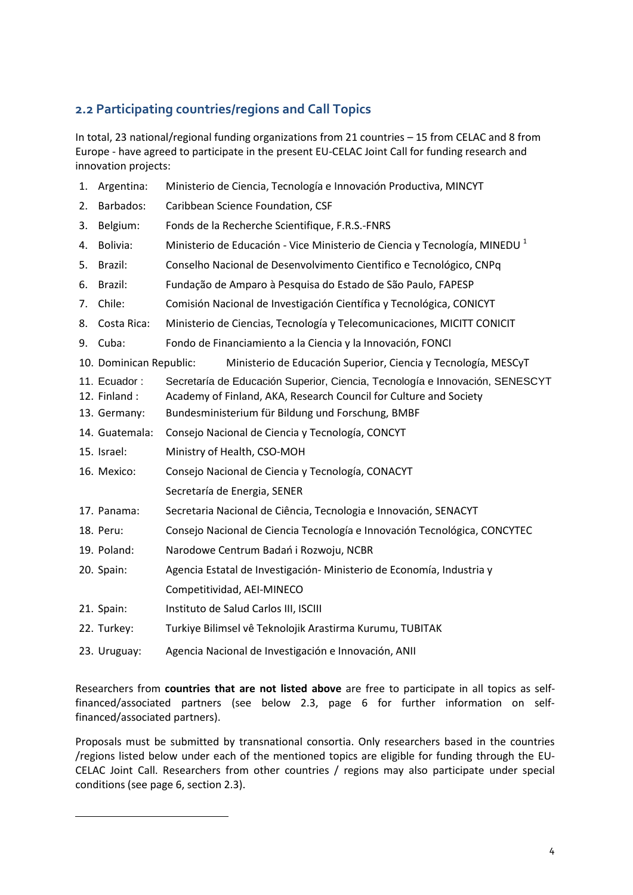## 2.2 Participating countries/regions and Call Topics

In total, 23 national/regional funding organizations from 21 countries – 15 from CELAC and 8 from Europe - have agreed to participate in the present EU-CELAC Joint Call for funding research and innovation projects:

1. Argentina: Ministerio de Ciencia, Tecnología e Innovación Productiva, MINCYT
2. Barbados: Caribbean Science Foundation, CSF
3. Belgium: Fonds de la Recherche Scientifique, F.R.S.-FNRS
4. Bolivia: Ministerio de Educación - Vice Ministerio de Ciencia y Tecnología, MINEDU [1]
5. Brazil: Conselho Nacional de Desenvolvimento Cientifico e Tecnológico, CNPq
6. Brazil: Fundação de Amparo à Pesquisa do Estado de São Paulo, FAPESP
7. Chile: Comisión Nacional de Investigación Científica y Tecnológica, CONICYT
8. Costa Rica: Ministerio de Ciencias, Tecnología y Telecomunicaciones, MICITT CONICIT
9. Cuba: Fondo de Financiamiento a la Ciencia y la Innovación, FONCI
10. Dominican Republic: Ministerio de Educación Superior, Ciencia y Tecnología, MESCyT
11. Ecuador : Secretaría de Educación Superior, Ciencia, Tecnología e Innovación, SENESCYT
12. Finland : Academy of Finland, AKA, Research Council for Culture and Society
13. Germany: Bundesministerium für Bildung und Forschung, BMBF
14. Guatemala: Consejo Nacional de Ciencia y Tecnología, CONCYT
15. Israel: Ministry of Health, CSO-MOH
16. Mexico: Consejo Nacional de Ciencia y Tecnología, CONACYT
    Secretaría de Energia, SENER
17. Panama: Secretaria Nacional de Ciência, Tecnologia e Innovación, SENACYT
18. Peru: Consejo Nacional de Ciencia Tecnología e Innovación Tecnológica, CONCYTEC
19. Poland: Narodowe Centrum Badań i Rozwoju, NCBR
20. Spain: Agencia Estatal de Investigación- Ministerio de Economía, Industria y Competitividad, AEI-MINECO
21. Spain: Instituto de Salud Carlos III, ISCIII
22. Turkey: Turkiye Bilimsel vê Teknolojik Arastirma Kurumu, TUBITAK
23. Uruguay: Agencia Nacional de Investigación e Innovación, ANII

Researchers from **countries that are not listed above** are free to participate in all topics as self-financed/associated partners (see below 2.3, page 6 for further information on self-financed/associated partners).

Proposals must be submitted by transnational consortia. Only researchers based in the countries /regions listed below under each of the mentioned topics are eligible for funding through the EU-CELAC Joint Call. Researchers from other countries / regions may also participate under special conditions (see page 6, section 2.3).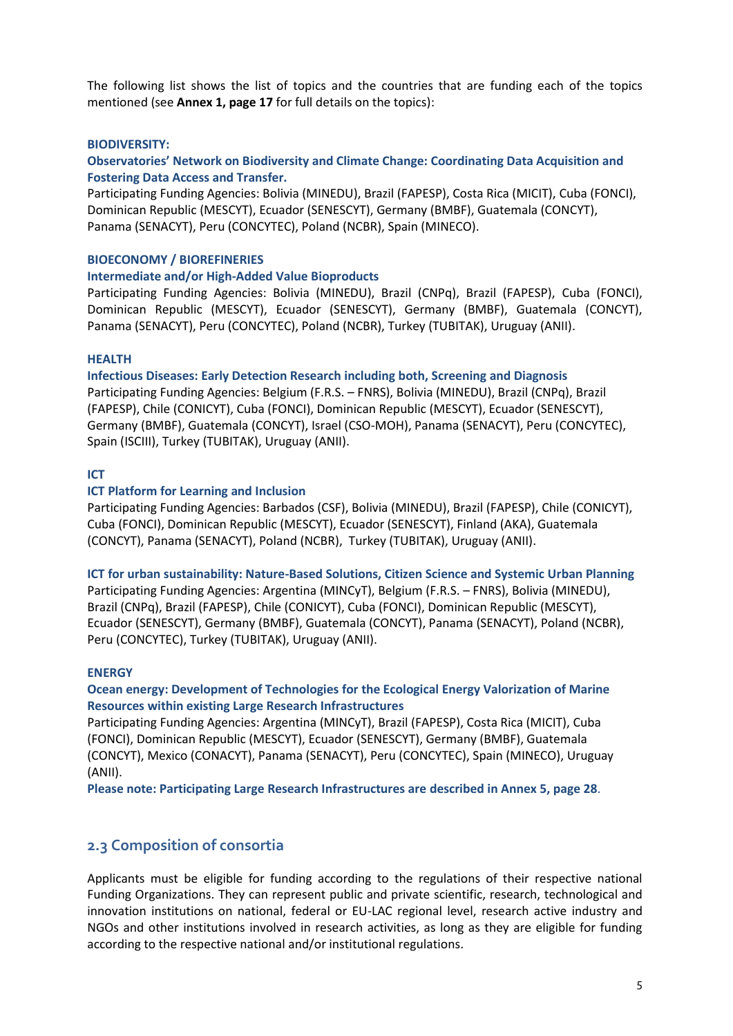The following list shows the list of topics and the countries that are funding each of the topics mentioned (see **Annex 1, page 17** for full details on the topics):

#### BIODIVERSITY:

**Observatories' Network on Biodiversity and Climate Change: Coordinating Data Acquisition and Fostering Data Access and Transfer.**

Participating Funding Agencies: Bolivia (MINEDU), Brazil (FAPESP), Costa Rica (MICIT), Cuba (FONCI), Dominican Republic (MESCYT), Ecuador (SENESCYT), Germany (BMBF), Guatemala (CONCYT), Panama (SENACYT), Peru (CONCYTEC), Poland (NCBR), Spain (MINECO).

#### BIOECONOMY / BIOREFINERIES

**Intermediate and/or High-Added Value Bioproducts**

Participating Funding Agencies: Bolivia (MINEDU), Brazil (CNPq), Brazil (FAPESP), Cuba (FONCI), Dominican Republic (MESCYT), Ecuador (SENESCYT), Germany (BMBF), Guatemala (CONCYT), Panama (SENACYT), Peru (CONCYTEC), Poland (NCBR), Turkey (TUBITAK), Uruguay (ANII).

#### HEALTH

**Infectious Diseases: Early Detection Research including both, Screening and Diagnosis**

Participating Funding Agencies: Belgium (F.R.S. – FNRS), Bolivia (MINEDU), Brazil (CNPq), Brazil (FAPESP), Chile (CONICYT), Cuba (FONCI), Dominican Republic (MESCYT), Ecuador (SENESCYT), Germany (BMBF), Guatemala (CONCYT), Israel (CSO-MOH), Panama (SENACYT), Peru (CONCYTEC), Spain (ISCIII), Turkey (TUBITAK), Uruguay (ANII).

#### ICT

**ICT Platform for Learning and Inclusion**

Participating Funding Agencies: Barbados (CSF), Bolivia (MINEDU), Brazil (FAPESP), Chile (CONICYT), Cuba (FONCI), Dominican Republic (MESCYT), Ecuador (SENESCYT), Finland (AKA), Guatemala (CONCYT), Panama (SENACYT), Poland (NCBR), Turkey (TUBITAK), Uruguay (ANII).

**ICT for urban sustainability: Nature-Based Solutions, Citizen Science and Systemic Urban Planning**

Participating Funding Agencies: Argentina (MINCyT), Belgium (F.R.S. – FNRS), Bolivia (MINEDU), Brazil (CNPq), Brazil (FAPESP), Chile (CONICYT), Cuba (FONCI), Dominican Republic (MESCYT), Ecuador (SENESCYT), Germany (BMBF), Guatemala (CONCYT), Panama (SENACYT), Poland (NCBR), Peru (CONCYTEC), Turkey (TUBITAK), Uruguay (ANII).

#### ENERGY

**Ocean energy: Development of Technologies for the Ecological Energy Valorization of Marine Resources within existing Large Research Infrastructures**

Participating Funding Agencies: Argentina (MINCyT), Brazil (FAPESP), Costa Rica (MICIT), Cuba (FONCI), Dominican Republic (MESCYT), Ecuador (SENESCYT), Germany (BMBF), Guatemala (CONCYT), Mexico (CONACYT), Panama (SENACYT), Peru (CONCYTEC), Spain (MINECO), Uruguay (ANII).

**Please note: Participating Large Research Infrastructures are described in Annex 5, page 28**.

## 2.3 Composition of consortia

Applicants must be eligible for funding according to the regulations of their respective national Funding Organizations. They can represent public and private scientific, research, technological and innovation institutions on national, federal or EU-LAC regional level, research active industry and NGOs and other institutions involved in research activities, as long as they are eligible for funding according to the respective national and/or institutional regulations.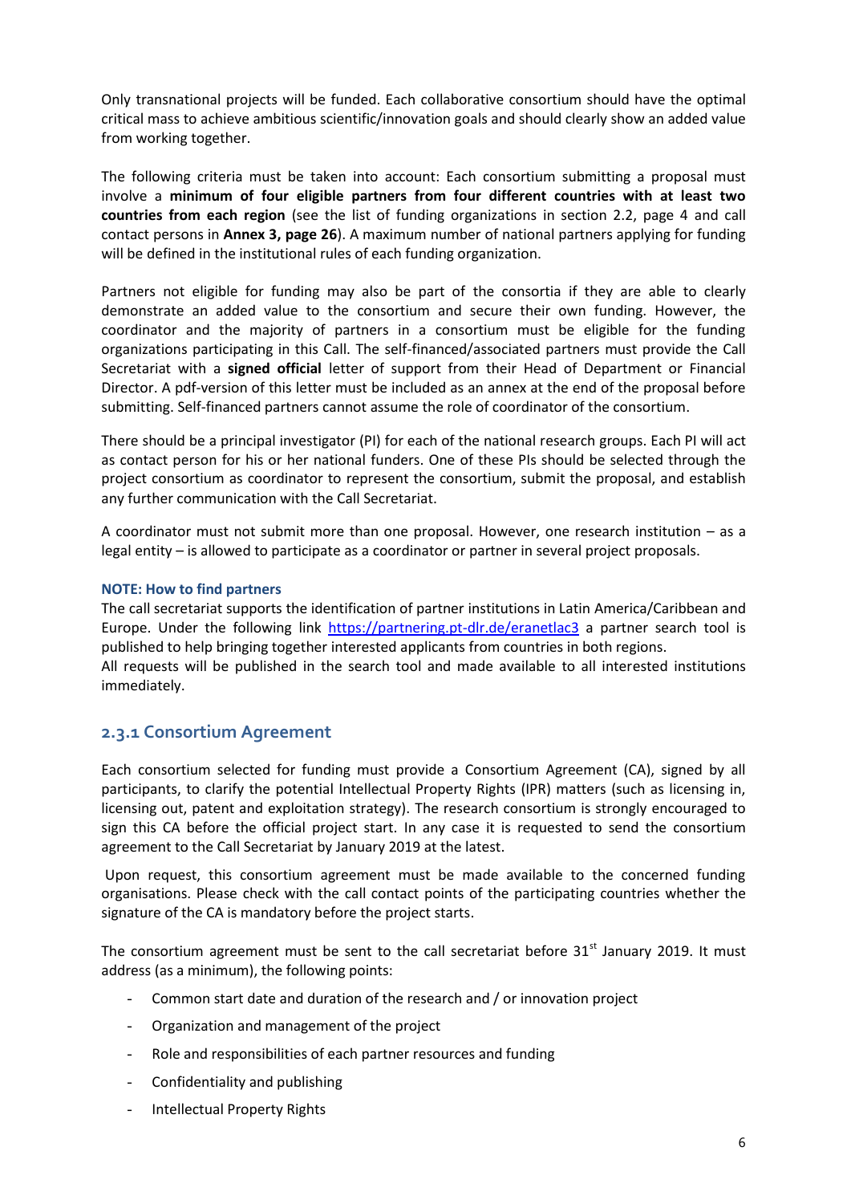Only transnational projects will be funded. Each collaborative consortium should have the optimal critical mass to achieve ambitious scientific/innovation goals and should clearly show an added value from working together.

The following criteria must be taken into account: Each consortium submitting a proposal must involve a **minimum of four eligible partners from four different countries with at least two countries from each region** (see the list of funding organizations in section 2.2, page 4 and call contact persons in **Annex 3, page 26**). A maximum number of national partners applying for funding will be defined in the institutional rules of each funding organization.

Partners not eligible for funding may also be part of the consortia if they are able to clearly demonstrate an added value to the consortium and secure their own funding. However, the coordinator and the majority of partners in a consortium must be eligible for the funding organizations participating in this Call. The self-financed/associated partners must provide the Call Secretariat with a **signed official** letter of support from their Head of Department or Financial Director. A pdf-version of this letter must be included as an annex at the end of the proposal before submitting. Self-financed partners cannot assume the role of coordinator of the consortium.

There should be a principal investigator (PI) for each of the national research groups. Each PI will act as contact person for his or her national funders. One of these PIs should be selected through the project consortium as coordinator to represent the consortium, submit the proposal, and establish any further communication with the Call Secretariat.

A coordinator must not submit more than one proposal. However, one research institution – as a legal entity – is allowed to participate as a coordinator or partner in several project proposals.

**NOTE: How to find partners**

The call secretariat supports the identification of partner institutions in Latin America/Caribbean and Europe. Under the following link https://partnering.pt-dlr.de/eranetlac3 a partner search tool is published to help bringing together interested applicants from countries in both regions.
All requests will be published in the search tool and made available to all interested institutions immediately.

### 2.3.1 Consortium Agreement

Each consortium selected for funding must provide a Consortium Agreement (CA), signed by all participants, to clarify the potential Intellectual Property Rights (IPR) matters (such as licensing in, licensing out, patent and exploitation strategy). The research consortium is strongly encouraged to sign this CA before the official project start. In any case it is requested to send the consortium agreement to the Call Secretariat by January 2019 at the latest.

Upon request, this consortium agreement must be made available to the concerned funding organisations. Please check with the call contact points of the participating countries whether the signature of the CA is mandatory before the project starts.

The consortium agreement must be sent to the call secretariat before 31st January 2019. It must address (as a minimum), the following points:

- Common start date and duration of the research and / or innovation project
- Organization and management of the project
- Role and responsibilities of each partner resources and funding
- Confidentiality and publishing
- Intellectual Property Rights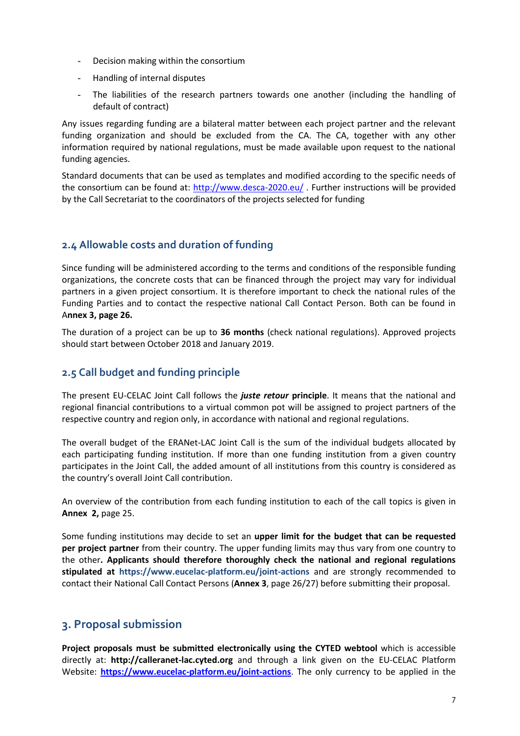- Decision making within the consortium
- Handling of internal disputes
- The liabilities of the research partners towards one another (including the handling of default of contract)

Any issues regarding funding are a bilateral matter between each project partner and the relevant funding organization and should be excluded from the CA. The CA, together with any other information required by national regulations, must be made available upon request to the national funding agencies.

Standard documents that can be used as templates and modified according to the specific needs of the consortium can be found at: http://www.desca-2020.eu/ . Further instructions will be provided by the Call Secretariat to the coordinators of the projects selected for funding

## 2.4 Allowable costs and duration of funding

Since funding will be administered according to the terms and conditions of the responsible funding organizations, the concrete costs that can be financed through the project may vary for individual partners in a given project consortium. It is therefore important to check the national rules of the Funding Parties and to contact the respective national Call Contact Person. Both can be found in A**nnex 3, page 26.**

The duration of a project can be up to **36 months** (check national regulations). Approved projects should start between October 2018 and January 2019.

## 2.5 Call budget and funding principle

The present EU-CELAC Joint Call follows the ***juste retour*** **principle**. It means that the national and regional financial contributions to a virtual common pot will be assigned to project partners of the respective country and region only, in accordance with national and regional regulations.

The overall budget of the ERANet-LAC Joint Call is the sum of the individual budgets allocated by each participating funding institution. If more than one funding institution from a given country participates in the Joint Call, the added amount of all institutions from this country is considered as the country's overall Joint Call contribution.

An overview of the contribution from each funding institution to each of the call topics is given in **Annex 2,** page 25.

Some funding institutions may decide to set an **upper limit for the budget that can be requested per project partner** from their country. The upper funding limits may thus vary from one country to the other**. Applicants should therefore thoroughly check the national and regional regulations stipulated at https://www.eucelac-platform.eu/joint-actions** and are strongly recommended to contact their National Call Contact Persons (**Annex 3**, page 26/27) before submitting their proposal.

# 3. Proposal submission

**Project proposals must be submitted electronically using the CYTED webtool** which is accessible directly at: **http://calleranet-lac.cyted.org** and through a link given on the EU-CELAC Platform Website: **https://www.eucelac-platform.eu/joint-actions**. The only currency to be applied in the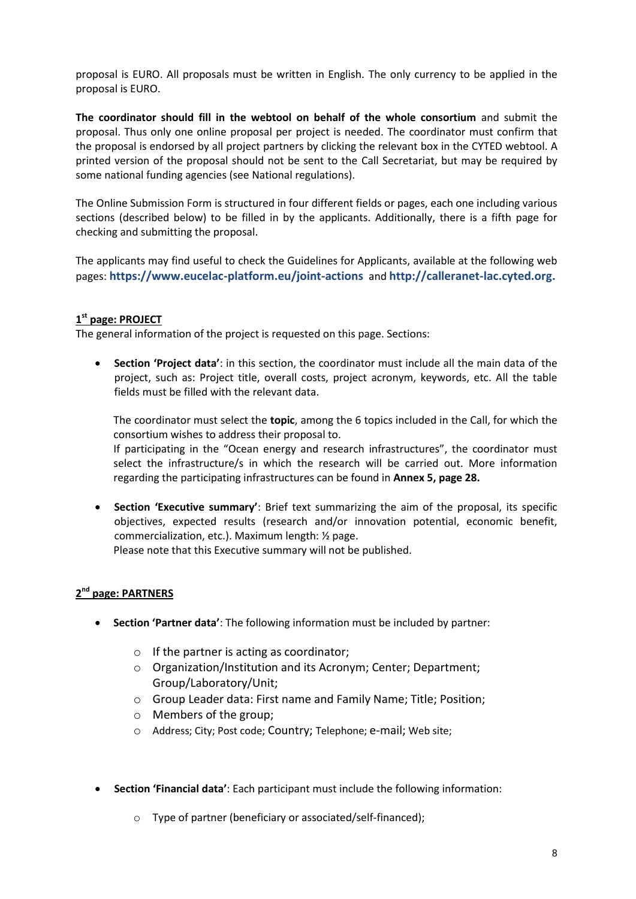proposal is EURO. All proposals must be written in English. The only currency to be applied in the proposal is EURO.

**The coordinator should fill in the webtool on behalf of the whole consortium** and submit the proposal. Thus only one online proposal per project is needed. The coordinator must confirm that the proposal is endorsed by all project partners by clicking the relevant box in the CYTED webtool. A printed version of the proposal should not be sent to the Call Secretariat, but may be required by some national funding agencies (see National regulations).

The Online Submission Form is structured in four different fields or pages, each one including various sections (described below) to be filled in by the applicants. Additionally, there is a fifth page for checking and submitting the proposal.

The applicants may find useful to check the Guidelines for Applicants, available at the following web pages: **https://www.eucelac-platform.eu/joint-actions** and **http://calleranet-lac.cyted.org.**

## 1st page: PROJECT

The general information of the project is requested on this page. Sections:

- **Section 'Project data'**: in this section, the coordinator must include all the main data of the project, such as: Project title, overall costs, project acronym, keywords, etc. All the table fields must be filled with the relevant data.

  The coordinator must select the **topic**, among the 6 topics included in the Call, for which the consortium wishes to address their proposal to.
  If participating in the "Ocean energy and research infrastructures", the coordinator must select the infrastructure/s in which the research will be carried out. More information regarding the participating infrastructures can be found in **Annex 5, page 28.**

- **Section 'Executive summary'**: Brief text summarizing the aim of the proposal, its specific objectives, expected results (research and/or innovation potential, economic benefit, commercialization, etc.). Maximum length: ½ page.
  Please note that this Executive summary will not be published.

## 2nd page: PARTNERS

- **Section 'Partner data'**: The following information must be included by partner:
  - If the partner is acting as coordinator;
  - Organization/Institution and its Acronym; Center; Department; Group/Laboratory/Unit;
  - Group Leader data: First name and Family Name; Title; Position;
  - Members of the group;
  - Address; City; Post code; Country; Telephone; e-mail; Web site;

- **Section 'Financial data'**: Each participant must include the following information:
  - Type of partner (beneficiary or associated/self-financed);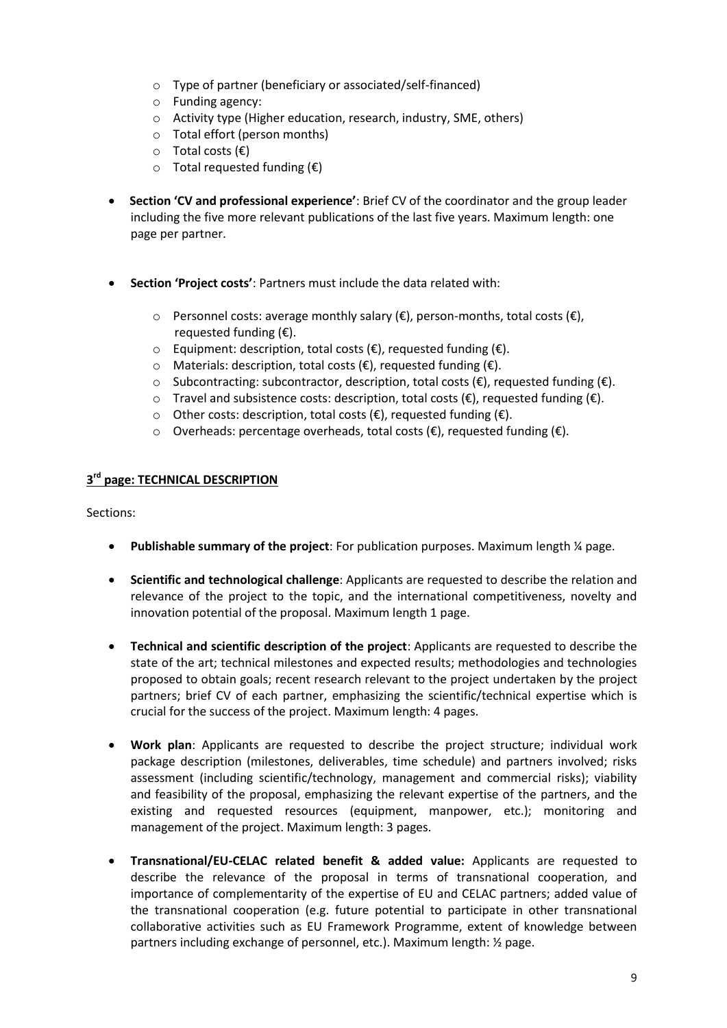- Type of partner (beneficiary or associated/self-financed)
  - Funding agency:
  - Activity type (Higher education, research, industry, SME, others)
  - Total effort (person months)
  - Total costs (€)
  - Total requested funding (€)

- **Section 'CV and professional experience'**: Brief CV of the coordinator and the group leader including the five more relevant publications of the last five years. Maximum length: one page per partner.

- **Section 'Project costs'**: Partners must include the data related with:
  - Personnel costs: average monthly salary (€), person-months, total costs (€), requested funding (€).
  - Equipment: description, total costs (€), requested funding (€).
  - Materials: description, total costs (€), requested funding (€).
  - Subcontracting: subcontractor, description, total costs (€), requested funding (€).
  - Travel and subsistence costs: description, total costs (€), requested funding (€).
  - Other costs: description, total costs (€), requested funding (€).
  - Overheads: percentage overheads, total costs (€), requested funding (€).

## 3rd page: TECHNICAL DESCRIPTION

Sections:

- **Publishable summary of the project**: For publication purposes. Maximum length ¼ page.

- **Scientific and technological challenge**: Applicants are requested to describe the relation and relevance of the project to the topic, and the international competitiveness, novelty and innovation potential of the proposal. Maximum length 1 page.

- **Technical and scientific description of the project**: Applicants are requested to describe the state of the art; technical milestones and expected results; methodologies and technologies proposed to obtain goals; recent research relevant to the project undertaken by the project partners; brief CV of each partner, emphasizing the scientific/technical expertise which is crucial for the success of the project. Maximum length: 4 pages.

- **Work plan**: Applicants are requested to describe the project structure; individual work package description (milestones, deliverables, time schedule) and partners involved; risks assessment (including scientific/technology, management and commercial risks); viability and feasibility of the proposal, emphasizing the relevant expertise of the partners, and the existing and requested resources (equipment, manpower, etc.); monitoring and management of the project. Maximum length: 3 pages.

- **Transnational/EU-CELAC related benefit & added value:** Applicants are requested to describe the relevance of the proposal in terms of transnational cooperation, and importance of complementarity of the expertise of EU and CELAC partners; added value of the transnational cooperation (e.g. future potential to participate in other transnational collaborative activities such as EU Framework Programme, extent of knowledge between partners including exchange of personnel, etc.). Maximum length: ½ page.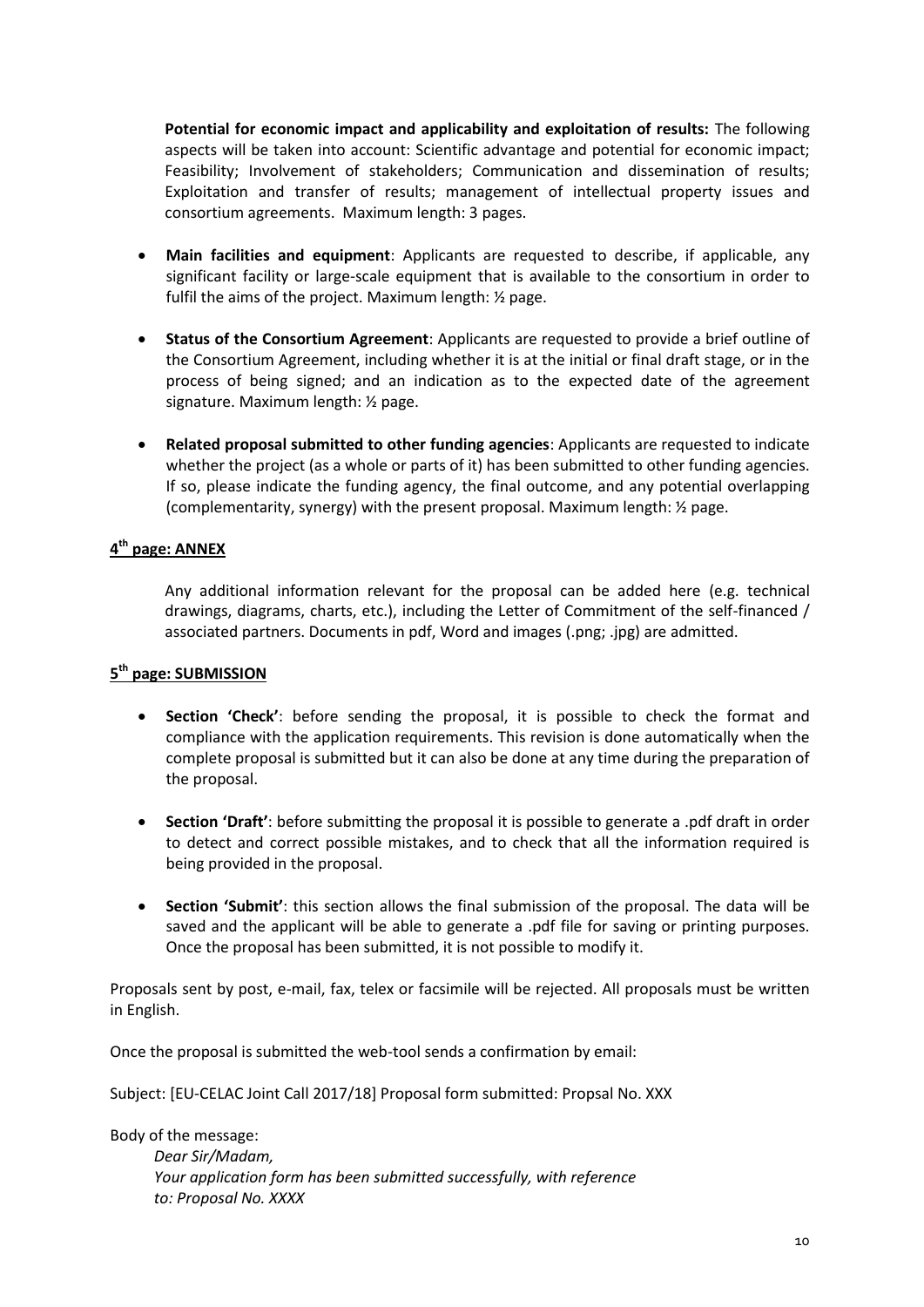**Potential for economic impact and applicability and exploitation of results:** The following aspects will be taken into account: Scientific advantage and potential for economic impact; Feasibility; Involvement of stakeholders; Communication and dissemination of results; Exploitation and transfer of results; management of intellectual property issues and consortium agreements. Maximum length: 3 pages.

- **Main facilities and equipment**: Applicants are requested to describe, if applicable, any significant facility or large-scale equipment that is available to the consortium in order to fulfil the aims of the project. Maximum length: ½ page.

- **Status of the Consortium Agreement**: Applicants are requested to provide a brief outline of the Consortium Agreement, including whether it is at the initial or final draft stage, or in the process of being signed; and an indication as to the expected date of the agreement signature. Maximum length: ½ page.

- **Related proposal submitted to other funding agencies**: Applicants are requested to indicate whether the project (as a whole or parts of it) has been submitted to other funding agencies. If so, please indicate the funding agency, the final outcome, and any potential overlapping (complementarity, synergy) with the present proposal. Maximum length: ½ page.

### 4th page: ANNEX

Any additional information relevant for the proposal can be added here (e.g. technical drawings, diagrams, charts, etc.), including the Letter of Commitment of the self-financed / associated partners. Documents in pdf, Word and images (.png; .jpg) are admitted.

### 5th page: SUBMISSION

- **Section 'Check'**: before sending the proposal, it is possible to check the format and compliance with the application requirements. This revision is done automatically when the complete proposal is submitted but it can also be done at any time during the preparation of the proposal.

- **Section 'Draft'**: before submitting the proposal it is possible to generate a .pdf draft in order to detect and correct possible mistakes, and to check that all the information required is being provided in the proposal.

- **Section 'Submit'**: this section allows the final submission of the proposal. The data will be saved and the applicant will be able to generate a .pdf file for saving or printing purposes. Once the proposal has been submitted, it is not possible to modify it.

Proposals sent by post, e-mail, fax, telex or facsimile will be rejected. All proposals must be written in English.

Once the proposal is submitted the web-tool sends a confirmation by email:

Subject: [EU-CELAC Joint Call 2017/18] Proposal form submitted: Propsal No. XXX

Body of the message:

*Dear Sir/Madam,*
*Your application form has been submitted successfully, with reference to: Proposal No. XXXX*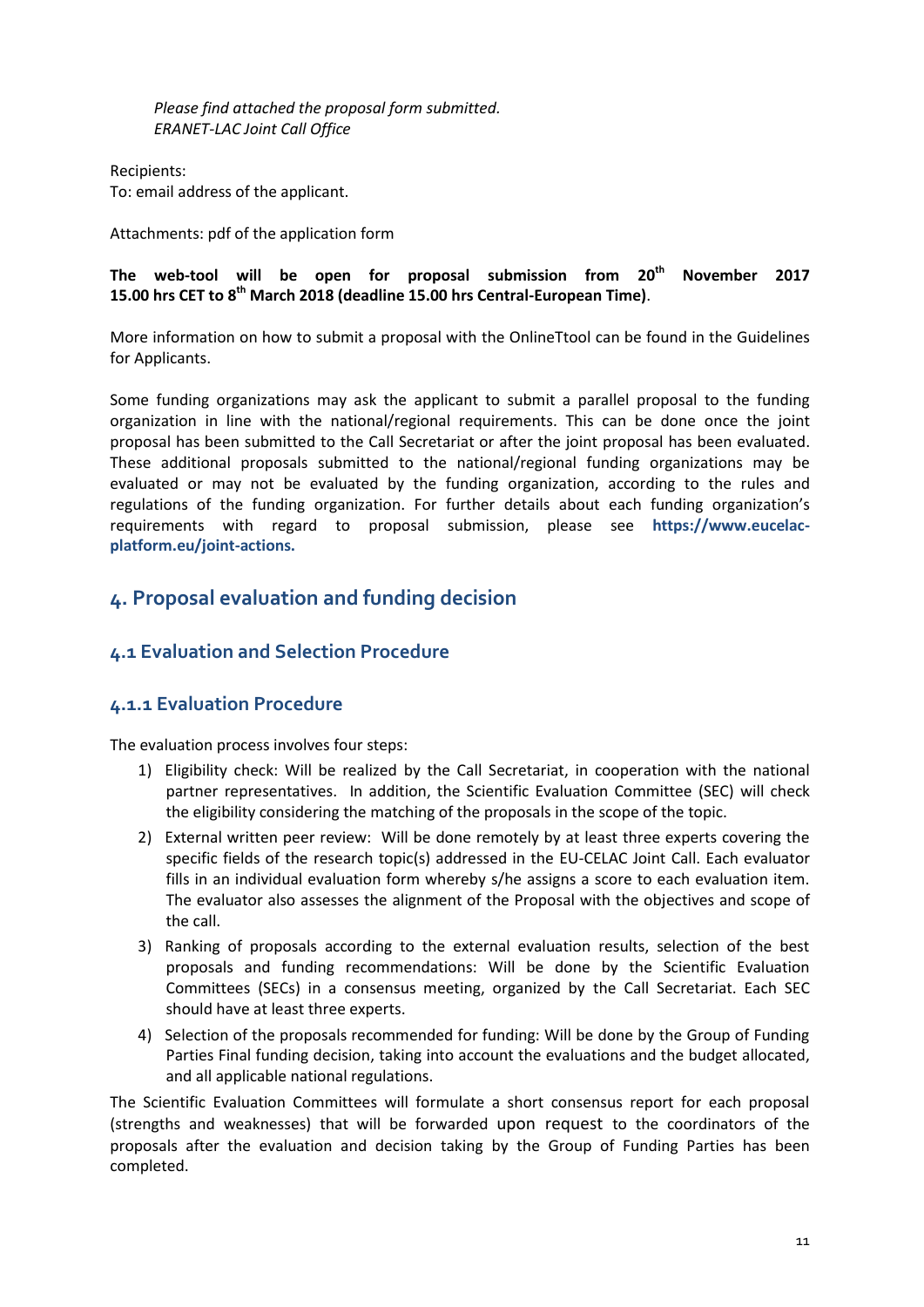*Please find attached the proposal form submitted.*
*ERANET-LAC Joint Call Office*

Recipients:
To: email address of the applicant.

Attachments: pdf of the application form

**The web-tool will be open for proposal submission from 20th November 2017 15.00 hrs CET to 8th March 2018 (deadline 15.00 hrs Central-European Time)**.

More information on how to submit a proposal with the OnlineTtool can be found in the Guidelines for Applicants.

Some funding organizations may ask the applicant to submit a parallel proposal to the funding organization in line with the national/regional requirements. This can be done once the joint proposal has been submitted to the Call Secretariat or after the joint proposal has been evaluated. These additional proposals submitted to the national/regional funding organizations may be evaluated or may not be evaluated by the funding organization, according to the rules and regulations of the funding organization. For further details about each funding organization's requirements with regard to proposal submission, please see **https://www.eucelac-platform.eu/joint-actions.**

## 4. Proposal evaluation and funding decision

### 4.1 Evaluation and Selection Procedure

#### 4.1.1 Evaluation Procedure

The evaluation process involves four steps:

1) Eligibility check: Will be realized by the Call Secretariat, in cooperation with the national partner representatives. In addition, the Scientific Evaluation Committee (SEC) will check the eligibility considering the matching of the proposals in the scope of the topic.
2) External written peer review: Will be done remotely by at least three experts covering the specific fields of the research topic(s) addressed in the EU-CELAC Joint Call. Each evaluator fills in an individual evaluation form whereby s/he assigns a score to each evaluation item. The evaluator also assesses the alignment of the Proposal with the objectives and scope of the call.
3) Ranking of proposals according to the external evaluation results, selection of the best proposals and funding recommendations: Will be done by the Scientific Evaluation Committees (SECs) in a consensus meeting, organized by the Call Secretariat. Each SEC should have at least three experts.
4) Selection of the proposals recommended for funding: Will be done by the Group of Funding Parties Final funding decision, taking into account the evaluations and the budget allocated, and all applicable national regulations.

The Scientific Evaluation Committees will formulate a short consensus report for each proposal (strengths and weaknesses) that will be forwarded upon request to the coordinators of the proposals after the evaluation and decision taking by the Group of Funding Parties has been completed.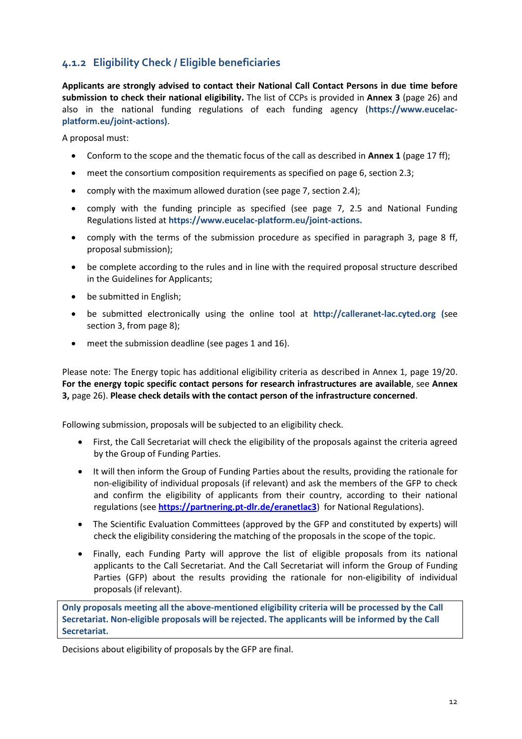### 4.1.2 Eligibility Check / Eligible beneficiaries

**Applicants are strongly advised to contact their National Call Contact Persons in due time before submission to check their national eligibility.** The list of CCPs is provided in **Annex 3** (page 26) and also in the national funding regulations of each funding agency (**https://www.eucelac-platform.eu/joint-actions)**.

A proposal must:

- Conform to the scope and the thematic focus of the call as described in **Annex 1** (page 17 ff);
- meet the consortium composition requirements as specified on page 6, section 2.3;
- comply with the maximum allowed duration (see page 7, section 2.4);
- comply with the funding principle as specified (see page 7, 2.5 and National Funding Regulations listed at **https://www.eucelac-platform.eu/joint-actions.**
- comply with the terms of the submission procedure as specified in paragraph 3, page 8 ff, proposal submission);
- be complete according to the rules and in line with the required proposal structure described in the Guidelines for Applicants;
- be submitted in English;
- be submitted electronically using the online tool at **http://calleranet-lac.cyted.org** (see section 3, from page 8);
- meet the submission deadline (see pages 1 and 16).

Please note: The Energy topic has additional eligibility criteria as described in Annex 1, page 19/20. **For the energy topic specific contact persons for research infrastructures are available**, see **Annex 3,** page 26). **Please check details with the contact person of the infrastructure concerned**.

Following submission, proposals will be subjected to an eligibility check.

- First, the Call Secretariat will check the eligibility of the proposals against the criteria agreed by the Group of Funding Parties.
- It will then inform the Group of Funding Parties about the results, providing the rationale for non-eligibility of individual proposals (if relevant) and ask the members of the GFP to check and confirm the eligibility of applicants from their country, according to their national regulations (see **https://partnering.pt-dlr.de/eranetlac3**) for National Regulations).
- The Scientific Evaluation Committees (approved by the GFP and constituted by experts) will check the eligibility considering the matching of the proposals in the scope of the topic.
- Finally, each Funding Party will approve the list of eligible proposals from its national applicants to the Call Secretariat. And the Call Secretariat will inform the Group of Funding Parties (GFP) about the results providing the rationale for non-eligibility of individual proposals (if relevant).

**Only proposals meeting all the above-mentioned eligibility criteria will be processed by the Call Secretariat. Non-eligible proposals will be rejected. The applicants will be informed by the Call Secretariat.**

Decisions about eligibility of proposals by the GFP are final.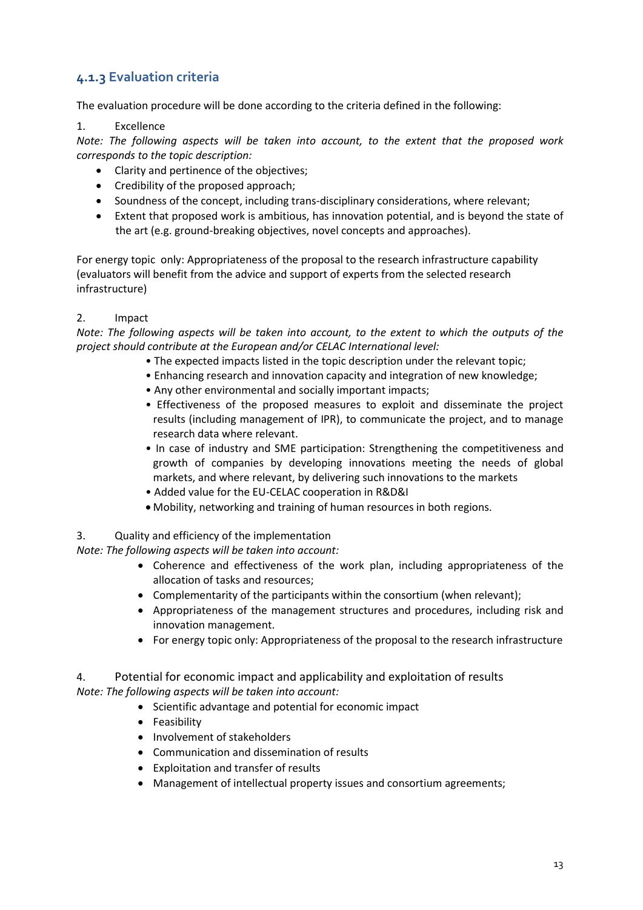### 4.1.3 Evaluation criteria

The evaluation procedure will be done according to the criteria defined in the following:

1. Excellence

*Note: The following aspects will be taken into account, to the extent that the proposed work corresponds to the topic description:*

- Clarity and pertinence of the objectives;
- Credibility of the proposed approach;
- Soundness of the concept, including trans-disciplinary considerations, where relevant;
- Extent that proposed work is ambitious, has innovation potential, and is beyond the state of the art (e.g. ground-breaking objectives, novel concepts and approaches).

For energy topic only: Appropriateness of the proposal to the research infrastructure capability (evaluators will benefit from the advice and support of experts from the selected research infrastructure)

2. Impact

*Note: The following aspects will be taken into account, to the extent to which the outputs of the project should contribute at the European and/or CELAC International level:*

- The expected impacts listed in the topic description under the relevant topic;
- Enhancing research and innovation capacity and integration of new knowledge;
- Any other environmental and socially important impacts;
- Effectiveness of the proposed measures to exploit and disseminate the project results (including management of IPR), to communicate the project, and to manage research data where relevant.
- In case of industry and SME participation: Strengthening the competitiveness and growth of companies by developing innovations meeting the needs of global markets, and where relevant, by delivering such innovations to the markets
- Added value for the EU-CELAC cooperation in R&D&I
- Mobility, networking and training of human resources in both regions.

3. Quality and efficiency of the implementation

*Note: The following aspects will be taken into account:*

- Coherence and effectiveness of the work plan, including appropriateness of the allocation of tasks and resources;
- Complementarity of the participants within the consortium (when relevant);
- Appropriateness of the management structures and procedures, including risk and innovation management.
- For energy topic only: Appropriateness of the proposal to the research infrastructure

4. Potential for economic impact and applicability and exploitation of results

*Note: The following aspects will be taken into account:*

- Scientific advantage and potential for economic impact
- Feasibility
- Involvement of stakeholders
- Communication and dissemination of results
- Exploitation and transfer of results
- Management of intellectual property issues and consortium agreements;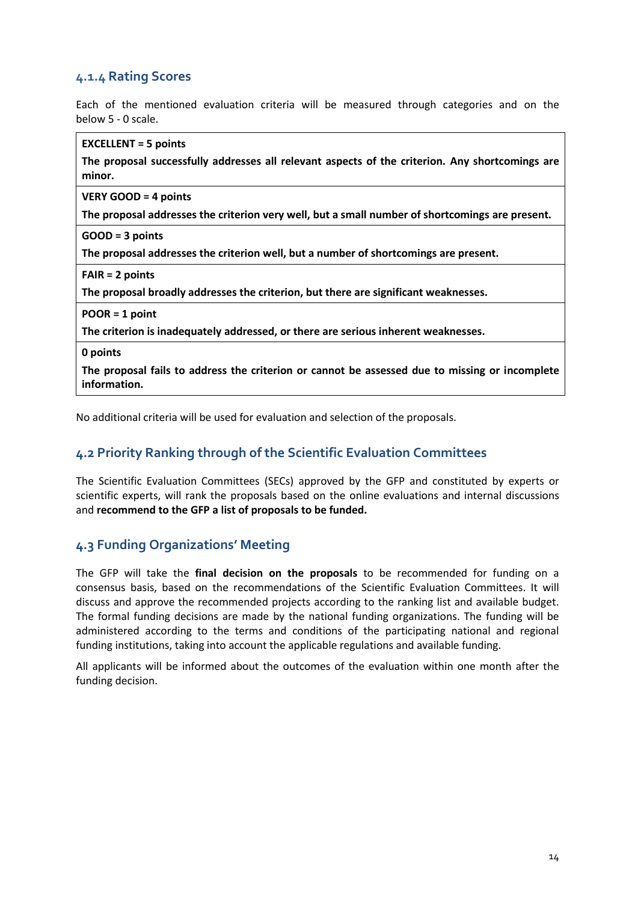#### 4.1.4 Rating Scores

Each of the mentioned evaluation criteria will be measured through categories and on the below 5 - 0 scale.

| **EXCELLENT = 5 points**<br>**The proposal successfully addresses all relevant aspects of the criterion. Any shortcomings are minor.** |
|---|
| **VERY GOOD = 4 points**<br>**The proposal addresses the criterion very well, but a small number of shortcomings are present.** |
| **GOOD = 3 points**<br>**The proposal addresses the criterion well, but a number of shortcomings are present.** |
| **FAIR = 2 points**<br>**The proposal broadly addresses the criterion, but there are significant weaknesses.** |
| **POOR = 1 point**<br>**The criterion is inadequately addressed, or there are serious inherent weaknesses.** |
| **0 points**<br>**The proposal fails to address the criterion or cannot be assessed due to missing or incomplete information.** |

No additional criteria will be used for evaluation and selection of the proposals.

### 4.2 Priority Ranking through of the Scientific Evaluation Committees

The Scientific Evaluation Committees (SECs) approved by the GFP and constituted by experts or scientific experts, will rank the proposals based on the online evaluations and internal discussions and **recommend to the GFP a list of proposals to be funded.**

### 4.3 Funding Organizations' Meeting

The GFP will take the **final decision on the proposals** to be recommended for funding on a consensus basis, based on the recommendations of the Scientific Evaluation Committees. It will discuss and approve the recommended projects according to the ranking list and available budget. The formal funding decisions are made by the national funding organizations. The funding will be administered according to the terms and conditions of the participating national and regional funding institutions, taking into account the applicable regulations and available funding.

All applicants will be informed about the outcomes of the evaluation within one month after the funding decision.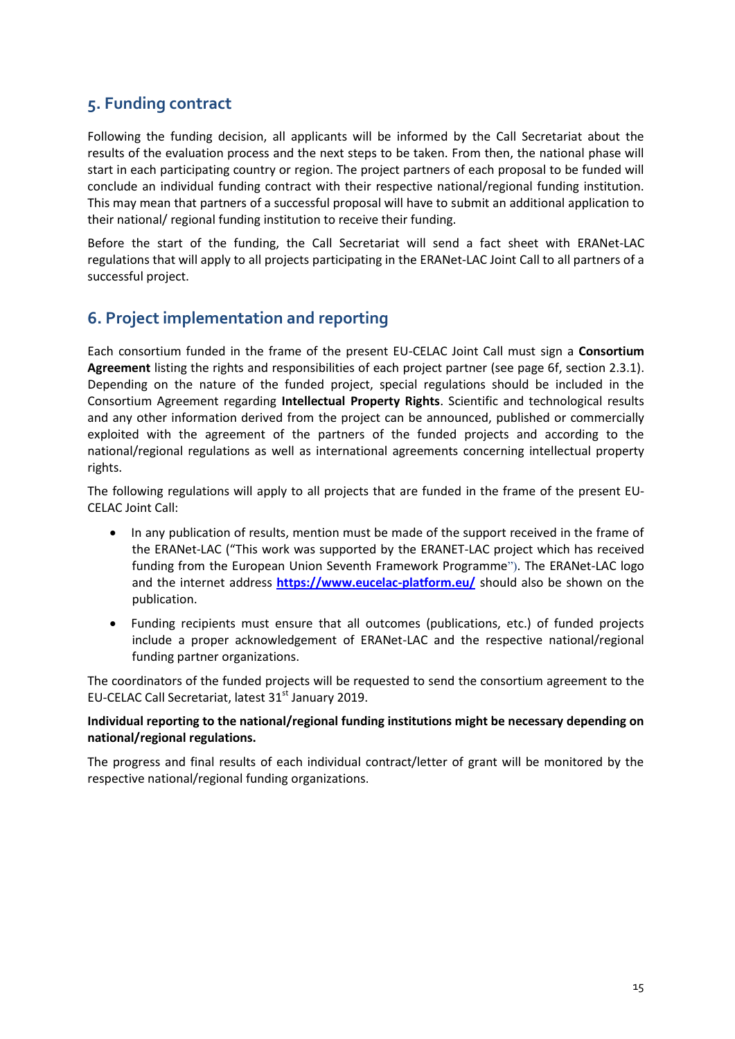## 5. Funding contract

Following the funding decision, all applicants will be informed by the Call Secretariat about the results of the evaluation process and the next steps to be taken. From then, the national phase will start in each participating country or region. The project partners of each proposal to be funded will conclude an individual funding contract with their respective national/regional funding institution. This may mean that partners of a successful proposal will have to submit an additional application to their national/ regional funding institution to receive their funding.

Before the start of the funding, the Call Secretariat will send a fact sheet with ERANet-LAC regulations that will apply to all projects participating in the ERANet-LAC Joint Call to all partners of a successful project.

## 6. Project implementation and reporting

Each consortium funded in the frame of the present EU-CELAC Joint Call must sign a **Consortium Agreement** listing the rights and responsibilities of each project partner (see page 6f, section 2.3.1). Depending on the nature of the funded project, special regulations should be included in the Consortium Agreement regarding **Intellectual Property Rights**. Scientific and technological results and any other information derived from the project can be announced, published or commercially exploited with the agreement of the partners of the funded projects and according to the national/regional regulations as well as international agreements concerning intellectual property rights.

The following regulations will apply to all projects that are funded in the frame of the present EU-CELAC Joint Call:

- In any publication of results, mention must be made of the support received in the frame of the ERANet-LAC ("This work was supported by the ERANET-LAC project which has received funding from the European Union Seventh Framework Programme"). The ERANet-LAC logo and the internet address **https://www.eucelac-platform.eu/** should also be shown on the publication.
- Funding recipients must ensure that all outcomes (publications, etc.) of funded projects include a proper acknowledgement of ERANet-LAC and the respective national/regional funding partner organizations.

The coordinators of the funded projects will be requested to send the consortium agreement to the EU-CELAC Call Secretariat, latest 31st January 2019.

**Individual reporting to the national/regional funding institutions might be necessary depending on national/regional regulations.**

The progress and final results of each individual contract/letter of grant will be monitored by the respective national/regional funding organizations.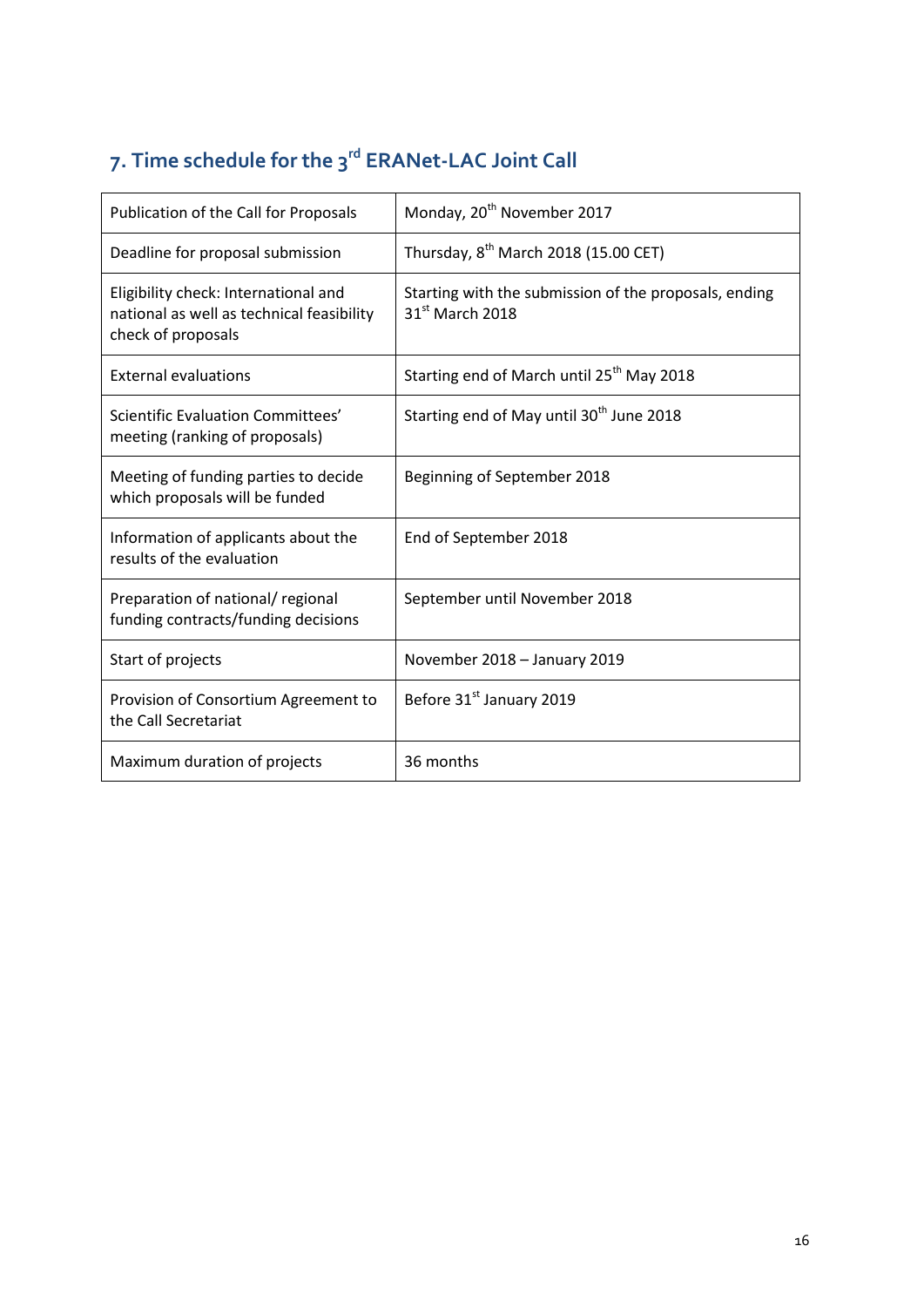## 7. Time schedule for the 3rd ERANet-LAC Joint Call

| Publication of the Call for Proposals | Monday, 20th November 2017 |
| --- | --- |
| Deadline for proposal submission | Thursday, 8th March 2018 (15.00 CET) |
| Eligibility check: International and national as well as technical feasibility check of proposals | Starting with the submission of the proposals, ending 31st March 2018 |
| External evaluations | Starting end of March until 25th May 2018 |
| Scientific Evaluation Committees' meeting (ranking of proposals) | Starting end of May until 30th June 2018 |
| Meeting of funding parties to decide which proposals will be funded | Beginning of September 2018 |
| Information of applicants about the results of the evaluation | End of September 2018 |
| Preparation of national/ regional funding contracts/funding decisions | September until November 2018 |
| Start of projects | November 2018 – January 2019 |
| Provision of Consortium Agreement to the Call Secretariat | Before 31st January 2019 |
| Maximum duration of projects | 36 months |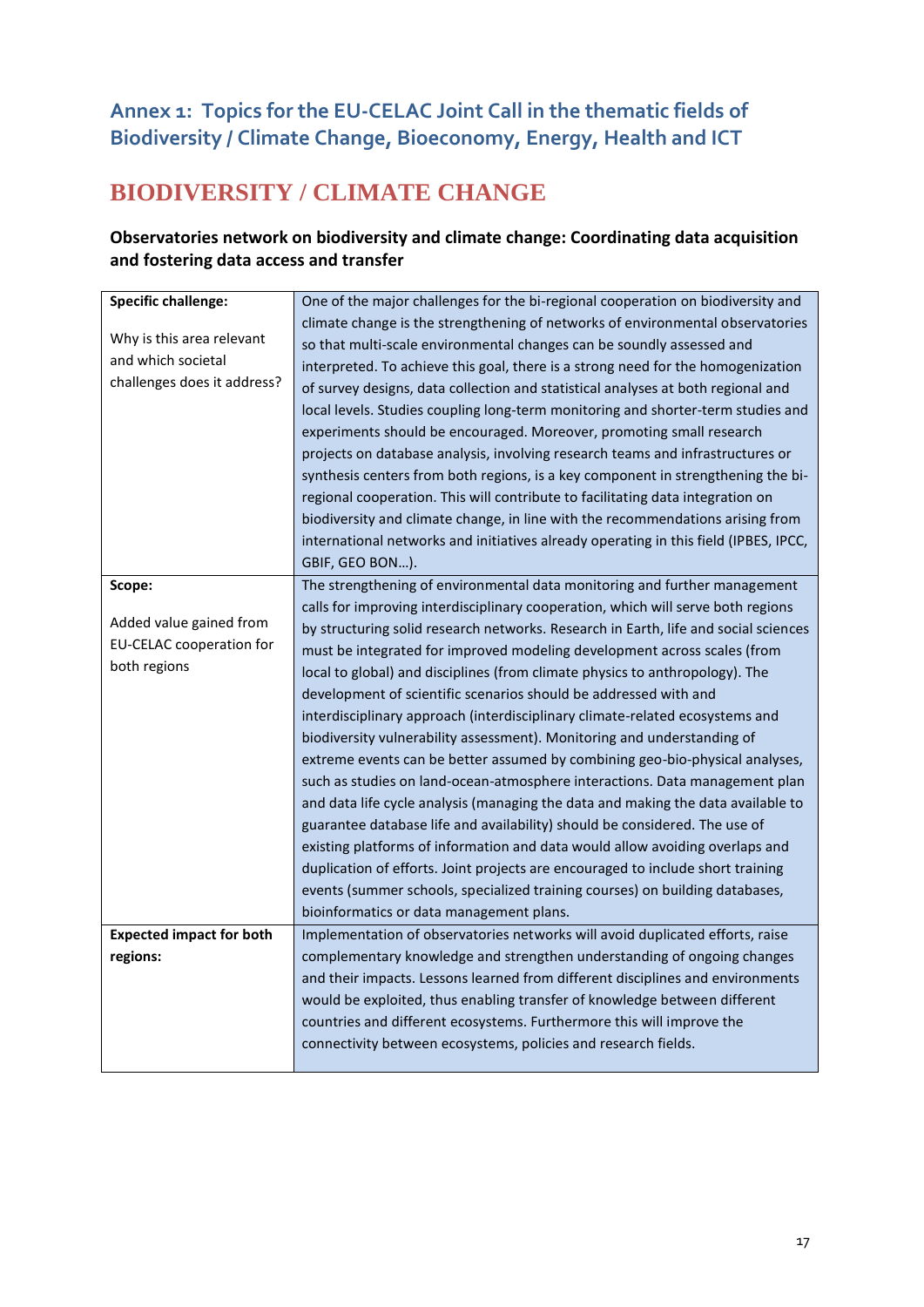## Annex 1: Topics for the EU-CELAC Joint Call in the thematic fields of Biodiversity / Climate Change, Bioeconomy, Energy, Health and ICT

# BIODIVERSITY / CLIMATE CHANGE

### Observatories network on biodiversity and climate change: Coordinating data acquisition and fostering data access and transfer

| | |
|---|---|
| **Specific challenge:**<br><br>Why is this area relevant and which societal challenges does it address? | One of the major challenges for the bi-regional cooperation on biodiversity and climate change is the strengthening of networks of environmental observatories so that multi-scale environmental changes can be soundly assessed and interpreted. To achieve this goal, there is a strong need for the homogenization of survey designs, data collection and statistical analyses at both regional and local levels. Studies coupling long-term monitoring and shorter-term studies and experiments should be encouraged. Moreover, promoting small research projects on database analysis, involving research teams and infrastructures or synthesis centers from both regions, is a key component in strengthening the bi-regional cooperation. This will contribute to facilitating data integration on biodiversity and climate change, in line with the recommendations arising from international networks and initiatives already operating in this field (IPBES, IPCC, GBIF, GEO BON…). |
| **Scope:**<br><br>Added value gained from EU-CELAC cooperation for both regions | The strengthening of environmental data monitoring and further management calls for improving interdisciplinary cooperation, which will serve both regions by structuring solid research networks. Research in Earth, life and social sciences must be integrated for improved modeling development across scales (from local to global) and disciplines (from climate physics to anthropology). The development of scientific scenarios should be addressed with and interdisciplinary approach (interdisciplinary climate-related ecosystems and biodiversity vulnerability assessment). Monitoring and understanding of extreme events can be better assumed by combining geo-bio-physical analyses, such as studies on land-ocean-atmosphere interactions. Data management plan and data life cycle analysis (managing the data and making the data available to guarantee database life and availability) should be considered. The use of existing platforms of information and data would allow avoiding overlaps and duplication of efforts. Joint projects are encouraged to include short training events (summer schools, specialized training courses) on building databases, bioinformatics or data management plans. |
| **Expected impact for both regions:** | Implementation of observatories networks will avoid duplicated efforts, raise complementary knowledge and strengthen understanding of ongoing changes and their impacts. Lessons learned from different disciplines and environments would be exploited, thus enabling transfer of knowledge between different countries and different ecosystems. Furthermore this will improve the connectivity between ecosystems, policies and research fields. |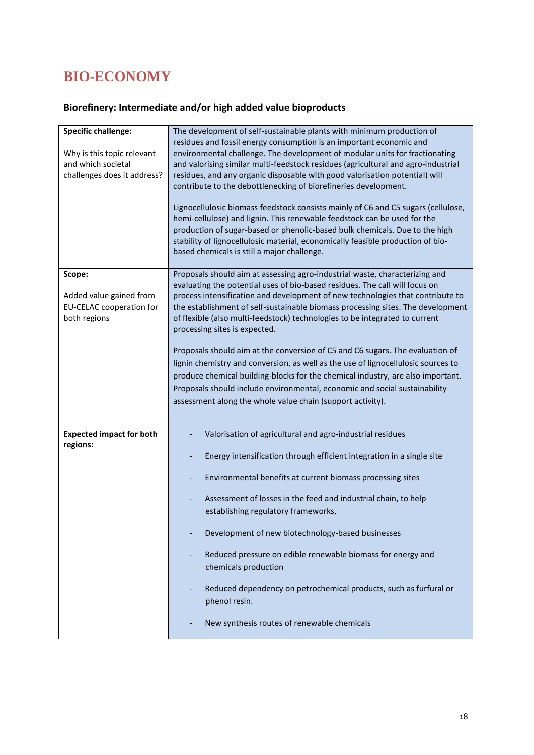# BIO-ECONOMY

## Biorefinery: Intermediate and/or high added value bioproducts

| | |
|---|---|
| **Specific challenge:**<br><br>Why is this topic relevant and which societal challenges does it address? | The development of self-sustainable plants with minimum production of residues and fossil energy consumption is an important economic and environmental challenge. The development of modular units for fractionating and valorising similar multi-feedstock residues (agricultural and agro-industrial residues, and any organic disposable with good valorisation potential) will contribute to the debottlenecking of biorefineries development.<br><br>Lignocellulosic biomass feedstock consists mainly of C6 and C5 sugars (cellulose, hemi-cellulose) and lignin. This renewable feedstock can be used for the production of sugar-based or phenolic-based bulk chemicals. Due to the high stability of lignocellulosic material, economically feasible production of bio-based chemicals is still a major challenge. |
| **Scope:**<br><br>Added value gained from EU-CELAC cooperation for both regions | Proposals should aim at assessing agro-industrial waste, characterizing and evaluating the potential uses of bio-based residues. The call will focus on process intensification and development of new technologies that contribute to the establishment of self-sustainable biomass processing sites. The development of flexible (also multi-feedstock) technologies to be integrated to current processing sites is expected.<br><br>Proposals should aim at the conversion of C5 and C6 sugars. The evaluation of lignin chemistry and conversion, as well as the use of lignocellulosic sources to produce chemical building-blocks for the chemical industry, are also important. Proposals should include environmental, economic and social sustainability assessment along the whole value chain (support activity). |
| **Expected impact for both regions:** | - Valorisation of agricultural and agro-industrial residues<br>- Energy intensification through efficient integration in a single site<br>- Environmental benefits at current biomass processing sites<br>- Assessment of losses in the feed and industrial chain, to help establishing regulatory frameworks,<br>- Development of new biotechnology-based businesses<br>- Reduced pressure on edible renewable biomass for energy and chemicals production<br>- Reduced dependency on petrochemical products, such as furfural or phenol resin.<br>- New synthesis routes of renewable chemicals |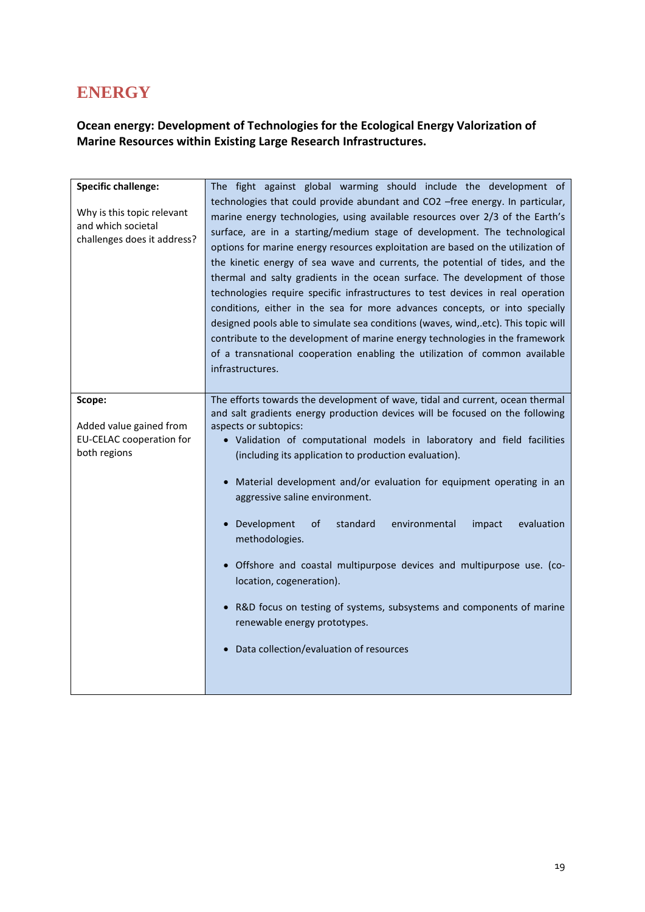# ENERGY

**Ocean energy: Development of Technologies for the Ecological Energy Valorization of Marine Resources within Existing Large Research Infrastructures.**

| **Specific challenge:**<br><br>Why is this topic relevant and which societal challenges does it address? | The fight against global warming should include the development of technologies that could provide abundant and CO2 –free energy. In particular, marine energy technologies, using available resources over 2/3 of the Earth's surface, are in a starting/medium stage of development. The technological options for marine energy resources exploitation are based on the utilization of the kinetic energy of sea wave and currents, the potential of tides, and the thermal and salty gradients in the ocean surface. The development of those technologies require specific infrastructures to test devices in real operation conditions, either in the sea for more advances concepts, or into specially designed pools able to simulate sea conditions (waves, wind,.etc). This topic will contribute to the development of marine energy technologies in the framework of a transnational cooperation enabling the utilization of common available infrastructures. |
|---|---|
| **Scope:**<br><br>Added value gained from EU-CELAC cooperation for both regions | The efforts towards the development of wave, tidal and current, ocean thermal and salt gradients energy production devices will be focused on the following aspects or subtopics:<br>• Validation of computational models in laboratory and field facilities (including its application to production evaluation).<br>• Material development and/or evaluation for equipment operating in an aggressive saline environment.<br>• Development of standard environmental impact evaluation methodologies.<br>• Offshore and coastal multipurpose devices and multipurpose use. (co-location, cogeneration).<br>• R&D focus on testing of systems, subsystems and components of marine renewable energy prototypes.<br>• Data collection/evaluation of resources |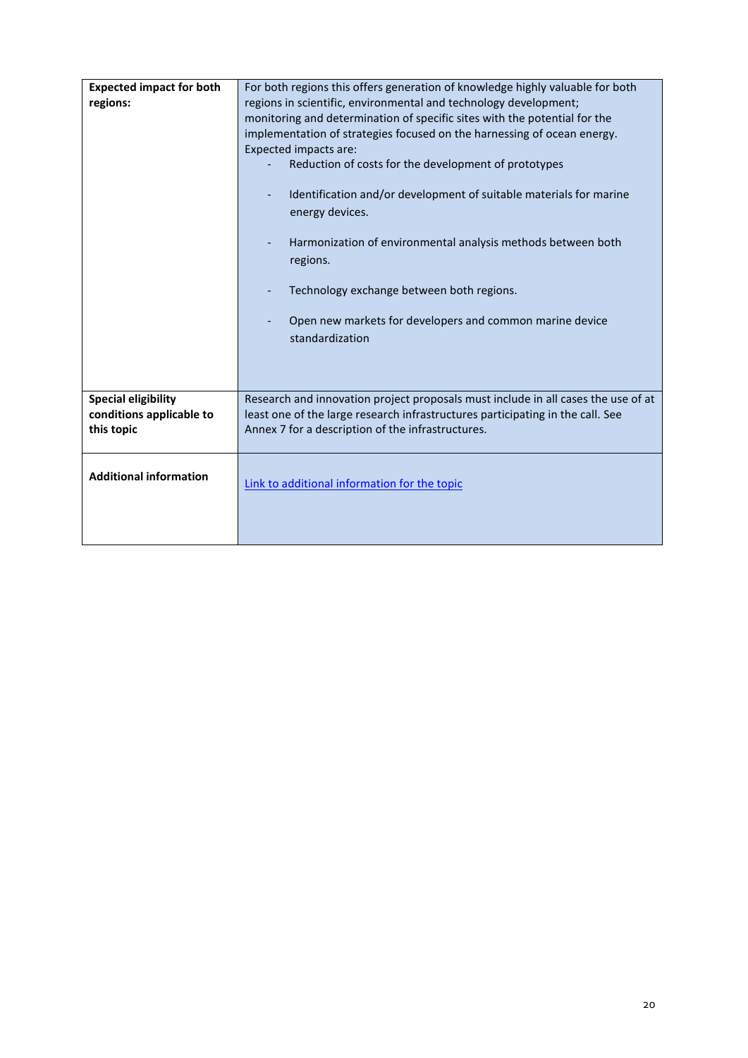| | |
|---|---|
| **Expected impact for both regions:** | For both regions this offers generation of knowledge highly valuable for both regions in scientific, environmental and technology development; monitoring and determination of specific sites with the potential for the implementation of strategies focused on the harnessing of ocean energy.<br>Expected impacts are:<br>- Reduction of costs for the development of prototypes<br>- Identification and/or development of suitable materials for marine energy devices.<br>- Harmonization of environmental analysis methods between both regions.<br>- Technology exchange between both regions.<br>- Open new markets for developers and common marine device standardization |
| **Special eligibility conditions applicable to this topic** | Research and innovation project proposals must include in all cases the use of at least one of the large research infrastructures participating in the call. See Annex 7 for a description of the infrastructures. |
| **Additional information** | Link to additional information for the topic |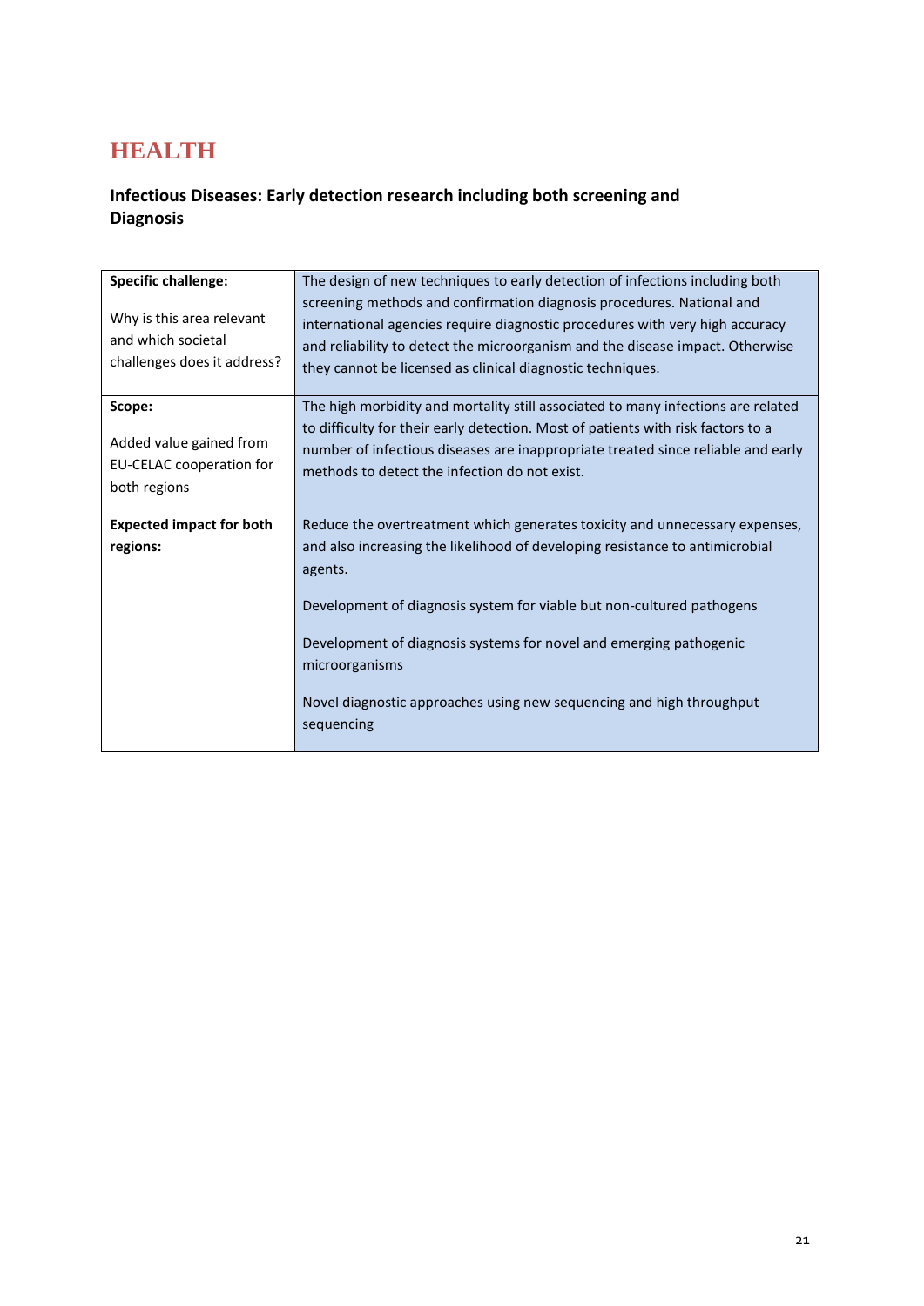# HEALTH

## Infectious Diseases: Early detection research including both screening and Diagnosis

| **Specific challenge:**<br><br>Why is this area relevant and which societal challenges does it address? | The design of new techniques to early detection of infections including both screening methods and confirmation diagnosis procedures. National and international agencies require diagnostic procedures with very high accuracy and reliability to detect the microorganism and the disease impact. Otherwise they cannot be licensed as clinical diagnostic techniques. |
|---|---|
| **Scope:**<br><br>Added value gained from EU-CELAC cooperation for both regions | The high morbidity and mortality still associated to many infections are related to difficulty for their early detection. Most of patients with risk factors to a number of infectious diseases are inappropriate treated since reliable and early methods to detect the infection do not exist. |
| **Expected impact for both regions:** | Reduce the overtreatment which generates toxicity and unnecessary expenses, and also increasing the likelihood of developing resistance to antimicrobial agents.<br><br>Development of diagnosis system for viable but non-cultured pathogens<br><br>Development of diagnosis systems for novel and emerging pathogenic microorganisms<br><br>Novel diagnostic approaches using new sequencing and high throughput sequencing |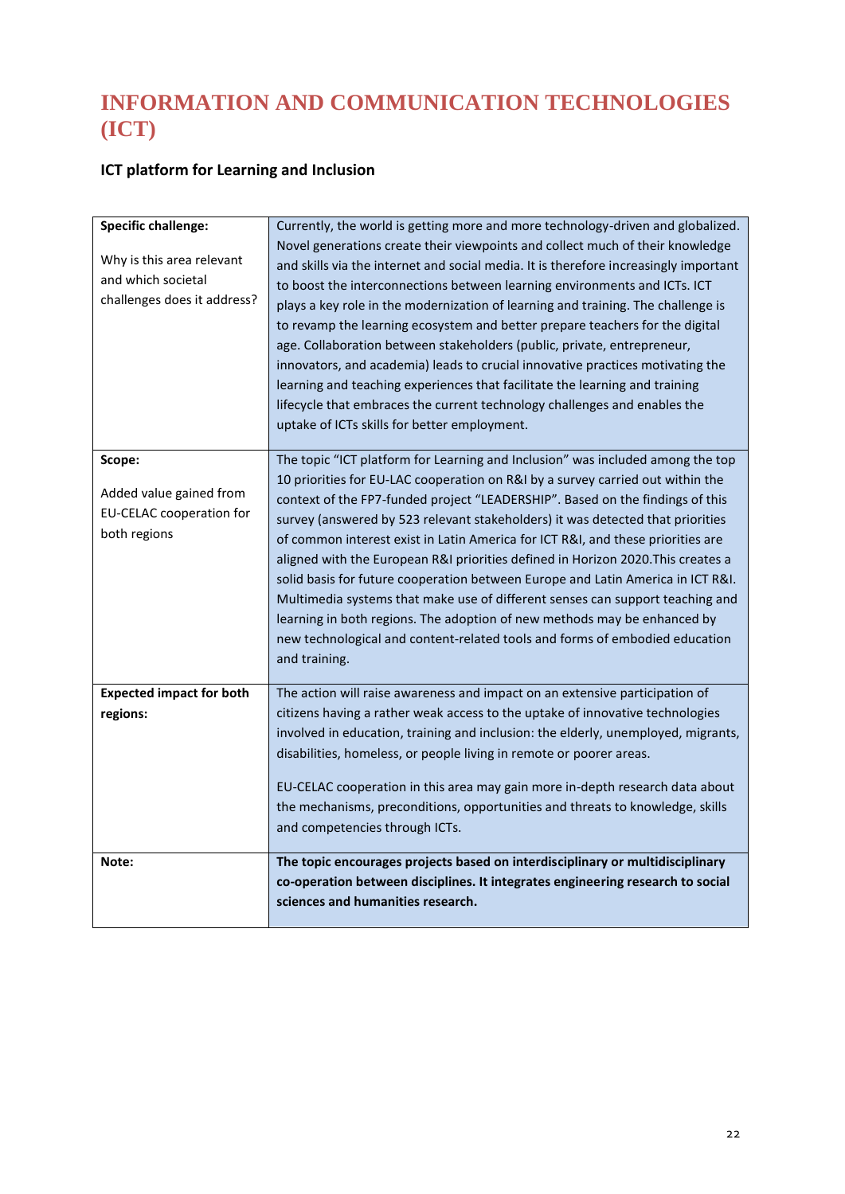# INFORMATION AND COMMUNICATION TECHNOLOGIES (ICT)

## ICT platform for Learning and Inclusion

| | |
|---|---|
| **Specific challenge:**<br><br>Why is this area relevant and which societal challenges does it address? | Currently, the world is getting more and more technology-driven and globalized. Novel generations create their viewpoints and collect much of their knowledge and skills via the internet and social media. It is therefore increasingly important to boost the interconnections between learning environments and ICTs. ICT plays a key role in the modernization of learning and training. The challenge is to revamp the learning ecosystem and better prepare teachers for the digital age. Collaboration between stakeholders (public, private, entrepreneur, innovators, and academia) leads to crucial innovative practices motivating the learning and teaching experiences that facilitate the learning and training lifecycle that embraces the current technology challenges and enables the uptake of ICTs skills for better employment. |
| **Scope:**<br><br>Added value gained from EU-CELAC cooperation for both regions | The topic "ICT platform for Learning and Inclusion" was included among the top 10 priorities for EU-LAC cooperation on R&I by a survey carried out within the context of the FP7-funded project "LEADERSHIP". Based on the findings of this survey (answered by 523 relevant stakeholders) it was detected that priorities of common interest exist in Latin America for ICT R&I, and these priorities are aligned with the European R&I priorities defined in Horizon 2020.This creates a solid basis for future cooperation between Europe and Latin America in ICT R&I. Multimedia systems that make use of different senses can support teaching and learning in both regions. The adoption of new methods may be enhanced by new technological and content-related tools and forms of embodied education and training. |
| **Expected impact for both regions:** | The action will raise awareness and impact on an extensive participation of citizens having a rather weak access to the uptake of innovative technologies involved in education, training and inclusion: the elderly, unemployed, migrants, disabilities, homeless, or people living in remote or poorer areas.<br><br>EU-CELAC cooperation in this area may gain more in-depth research data about the mechanisms, preconditions, opportunities and threats to knowledge, skills and competencies through ICTs. |
| **Note:** | **The topic encourages projects based on interdisciplinary or multidisciplinary co-operation between disciplines. It integrates engineering research to social sciences and humanities research.** |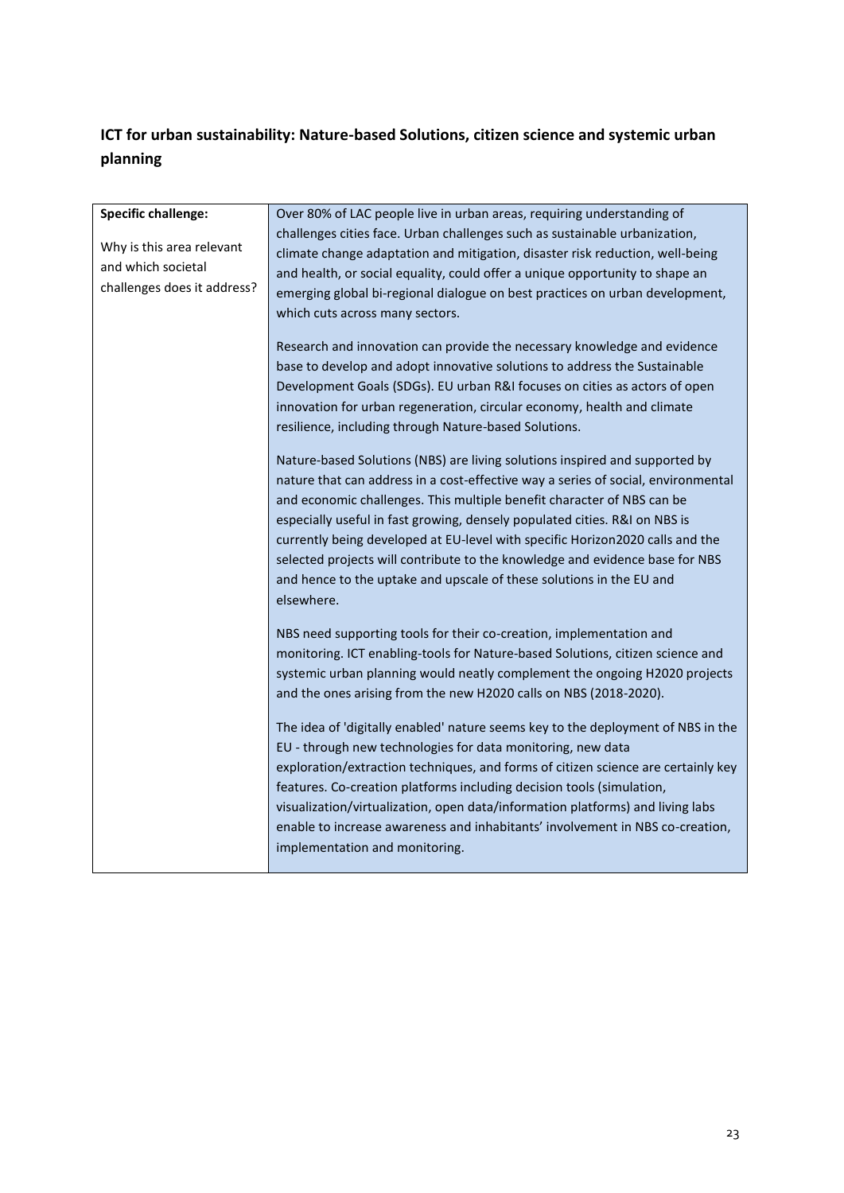## ICT for urban sustainability: Nature-based Solutions, citizen science and systemic urban planning

| **Specific challenge:**<br><br>Why is this area relevant and which societal challenges does it address? | Over 80% of LAC people live in urban areas, requiring understanding of challenges cities face. Urban challenges such as sustainable urbanization, climate change adaptation and mitigation, disaster risk reduction, well-being and health, or social equality, could offer a unique opportunity to shape an emerging global bi-regional dialogue on best practices on urban development, which cuts across many sectors.<br><br>Research and innovation can provide the necessary knowledge and evidence base to develop and adopt innovative solutions to address the Sustainable Development Goals (SDGs). EU urban R&I focuses on cities as actors of open innovation for urban regeneration, circular economy, health and climate resilience, including through Nature-based Solutions.<br><br>Nature-based Solutions (NBS) are living solutions inspired and supported by nature that can address in a cost-effective way a series of social, environmental and economic challenges. This multiple benefit character of NBS can be especially useful in fast growing, densely populated cities. R&I on NBS is currently being developed at EU-level with specific Horizon2020 calls and the selected projects will contribute to the knowledge and evidence base for NBS and hence to the uptake and upscale of these solutions in the EU and elsewhere.<br><br>NBS need supporting tools for their co-creation, implementation and monitoring. ICT enabling-tools for Nature-based Solutions, citizen science and systemic urban planning would neatly complement the ongoing H2020 projects and the ones arising from the new H2020 calls on NBS (2018-2020).<br><br>The idea of 'digitally enabled' nature seems key to the deployment of NBS in the EU - through new technologies for data monitoring, new data exploration/extraction techniques, and forms of citizen science are certainly key features. Co-creation platforms including decision tools (simulation, visualization/virtualization, open data/information platforms) and living labs enable to increase awareness and inhabitants' involvement in NBS co-creation, implementation and monitoring. |
|---|---|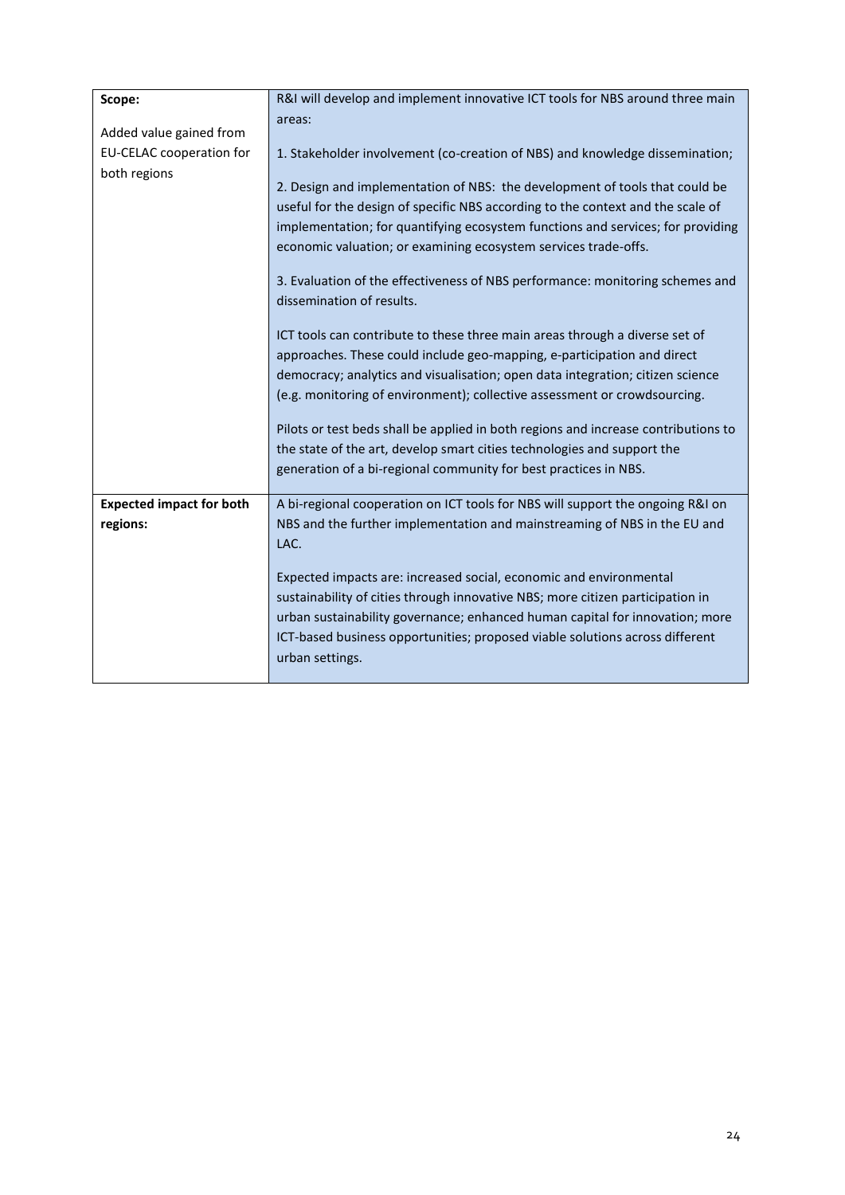| **Scope:**<br><br>Added value gained from EU-CELAC cooperation for both regions | R&I will develop and implement innovative ICT tools for NBS around three main areas:<br><br>1. Stakeholder involvement (co-creation of NBS) and knowledge dissemination;<br><br>2. Design and implementation of NBS: the development of tools that could be useful for the design of specific NBS according to the context and the scale of implementation; for quantifying ecosystem functions and services; for providing economic valuation; or examining ecosystem services trade-offs.<br><br>3. Evaluation of the effectiveness of NBS performance: monitoring schemes and dissemination of results.<br><br>ICT tools can contribute to these three main areas through a diverse set of approaches. These could include geo-mapping, e-participation and direct democracy; analytics and visualisation; open data integration; citizen science (e.g. monitoring of environment); collective assessment or crowdsourcing.<br><br>Pilots or test beds shall be applied in both regions and increase contributions to the state of the art, develop smart cities technologies and support the generation of a bi-regional community for best practices in NBS. |
|---|---|
| **Expected impact for both regions:** | A bi-regional cooperation on ICT tools for NBS will support the ongoing R&I on NBS and the further implementation and mainstreaming of NBS in the EU and LAC.<br><br>Expected impacts are: increased social, economic and environmental sustainability of cities through innovative NBS; more citizen participation in urban sustainability governance; enhanced human capital for innovation; more ICT-based business opportunities; proposed viable solutions across different urban settings. |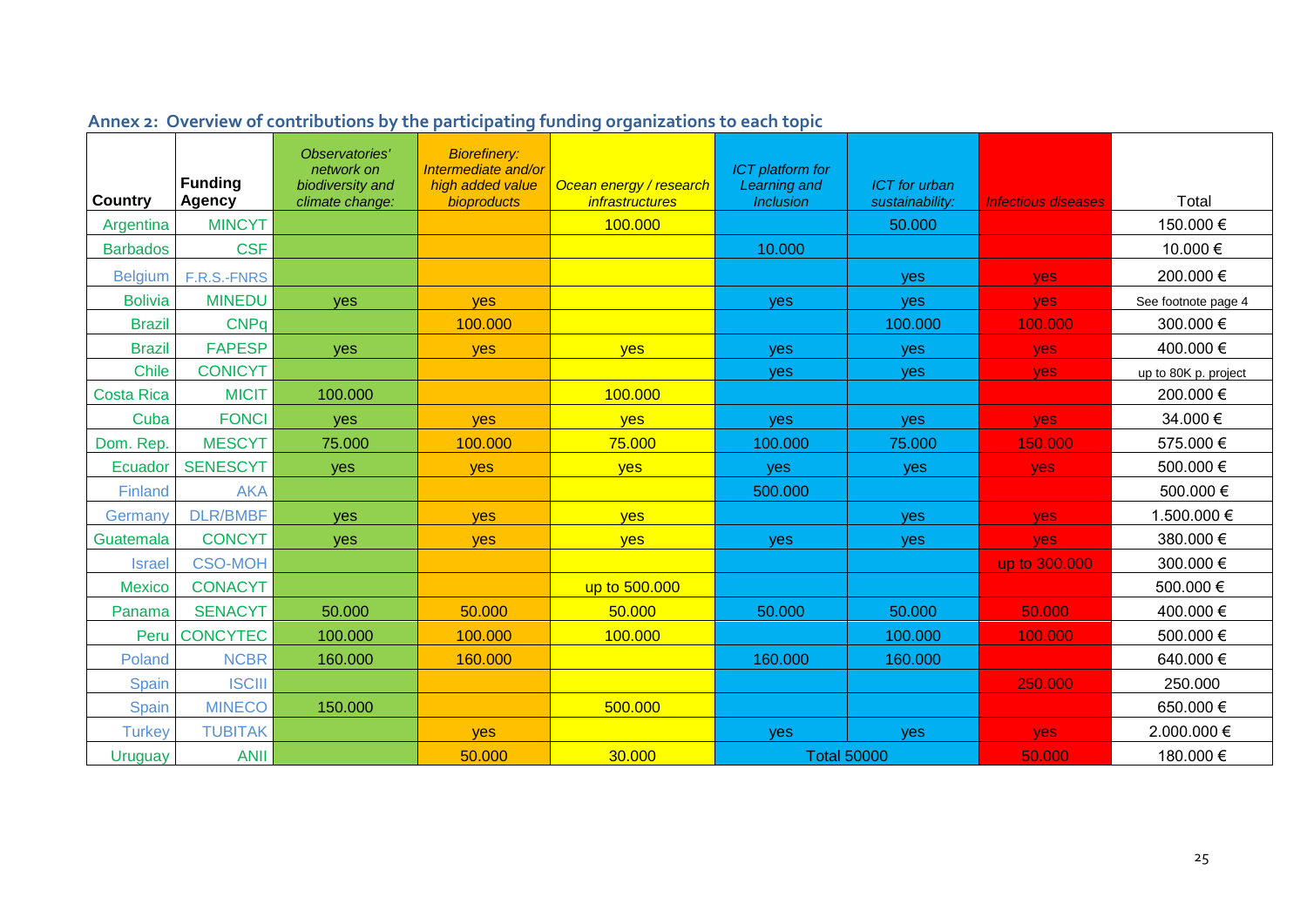## Annex 2: Overview of contributions by the participating funding organizations to each topic

| Country | Funding Agency | *Observatories' network on biodiversity and climate change:* | *Biorefinery: Intermediate and/or high added value bioproducts* | *Ocean energy / research infrastructures* | *ICT platform for Learning and Inclusion* | *ICT for urban sustainability:* | *Infectious diseases* | Total |
|---|---|---|---|---|---|---|---|---|
| Argentina | MINCYT | | | 100.000 | | 50.000 | | 150.000 € |
| Barbados | CSF | | | | 10.000 | | | 10.000 € |
| Belgium | F.R.S.-FNRS | | | | | yes | yes | 200.000 € |
| Bolivia | MINEDU | yes | yes | | yes | yes | yes | See footnote page 4 |
| Brazil | CNPq | | 100.000 | | | 100.000 | 100.000 | 300.000 € |
| Brazil | FAPESP | yes | yes | yes | yes | yes | yes | 400.000 € |
| Chile | CONICYT | | | | yes | yes | yes | up to 80K p. project |
| Costa Rica | MICIT | 100.000 | | 100.000 | | | | 200.000 € |
| Cuba | FONCI | yes | yes | yes | yes | yes | yes | 34.000 € |
| Dom. Rep. | MESCYT | 75.000 | 100.000 | 75.000 | 100.000 | 75.000 | 150.000 | 575.000 € |
| Ecuador | SENESCYT | yes | yes | yes | yes | yes | yes | 500.000 € |
| Finland | AKA | | | | 500.000 | | | 500.000 € |
| Germany | DLR/BMBF | yes | yes | yes | | yes | yes | 1.500.000 € |
| Guatemala | CONCYT | yes | yes | yes | yes | yes | yes | 380.000 € |
| Israel | CSO-MOH | | | | | | up to 300.000 | 300.000 € |
| Mexico | CONACYT | | | up to 500.000 | | | | 500.000 € |
| Panama | SENACYT | 50.000 | 50.000 | 50.000 | 50.000 | 50.000 | 50.000 | 400.000 € |
| Peru | CONCYTEC | 100.000 | 100.000 | 100.000 | | 100.000 | 100.000 | 500.000 € |
| Poland | NCBR | 160.000 | 160.000 | | 160.000 | 160.000 | | 640.000 € |
| Spain | ISCIII | | | | | | 250.000 | 250.000 |
| Spain | MINECO | 150.000 | | 500.000 | | | | 650.000 € |
| Turkey | TUBITAK | | yes | | yes | yes | yes | 2.000.000 € |
| Uruguay | ANII | | 50.000 | 30.000 | Total 50000 | | 50.000 | 180.000 € |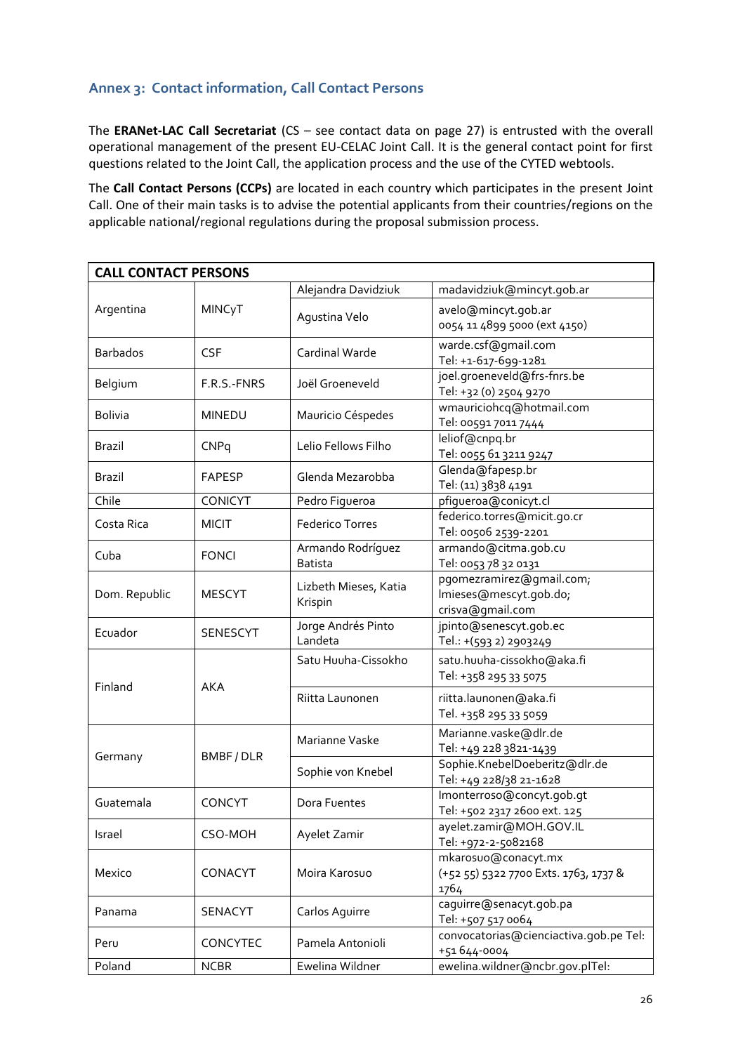## Annex 3: Contact information, Call Contact Persons

The **ERANet-LAC Call Secretariat** (CS – see contact data on page 27) is entrusted with the overall operational management of the present EU-CELAC Joint Call. It is the general contact point for first questions related to the Joint Call, the application process and the use of the CYTED webtools.

The **Call Contact Persons (CCPs)** are located in each country which participates in the present Joint Call. One of their main tasks is to advise the potential applicants from their countries/regions on the applicable national/regional regulations during the proposal submission process.

| CALL CONTACT PERSONS | | | |
|---|---|---|---|
| Argentina | MINCyT | Alejandra Davidziuk | madavidziuk@mincyt.gob.ar |
| | | Agustina Velo | avelo@mincyt.gob.ar<br>0054 11 4899 5000 (ext 4150) |
| Barbados | CSF | Cardinal Warde | warde.csf@gmail.com<br>Tel: +1-617-699-1281 |
| Belgium | F.R.S.-FNRS | Joël Groeneveld | joel.groeneveld@frs-fnrs.be<br>Tel: +32 (0) 2504 9270 |
| Bolivia | MINEDU | Mauricio Céspedes | wmauriciohcq@hotmail.com<br>Tel: 00591 7011 7444 |
| Brazil | CNPq | Lelio Fellows Filho | leliof@cnpq.br<br>Tel: 0055 61 3211 9247 |
| Brazil | FAPESP | Glenda Mezarobba | Glenda@fapesp.br<br>Tel: (11) 3838 4191 |
| Chile | CONICYT | Pedro Figueroa | pfigueroa@conicyt.cl |
| Costa Rica | MICIT | Federico Torres | federico.torres@micit.go.cr<br>Tel: 00506 2539-2201 |
| Cuba | FONCI | Armando Rodríguez Batista | armando@citma.gob.cu<br>Tel: 0053 78 32 0131 |
| Dom. Republic | MESCYT | Lizbeth Mieses, Katia Krispin | pgomezramirez@gmail.com;<br>lmieses@mescyt.gob.do;<br>crisva@gmail.com |
| Ecuador | SENESCYT | Jorge Andrés Pinto Landeta | jpinto@senescyt.gob.ec<br>Tel.: +(593 2) 2903249 |
| Finland | AKA | Satu Huuha-Cissokho | satu.huuha-cissokho@aka.fi<br>Tel: +358 295 33 5075 |
| | | Riitta Launonen | riitta.launonen@aka.fi<br>Tel. +358 295 33 5059 |
| Germany | BMBF / DLR | Marianne Vaske | Marianne.vaske@dlr.de<br>Tel: +49 228 3821-1439 |
| | | Sophie von Knebel | Sophie.KnebelDoeberitz@dlr.de<br>Tel: +49 228/38 21-1628 |
| Guatemala | CONCYT | Dora Fuentes | lmonterroso@concyt.gob.gt<br>Tel: +502 2317 2600 ext. 125 |
| Israel | CSO-MOH | Ayelet Zamir | ayelet.zamir@MOH.GOV.IL<br>Tel: +972-2-5082168 |
| Mexico | CONACYT | Moira Karosuo | mkarosuo@conacyt.mx<br>(+52 55) 5322 7700 Exts. 1763, 1737 & 1764 |
| Panama | SENACYT | Carlos Aguirre | caguirre@senacyt.gob.pa<br>Tel: +507 517 0064 |
| Peru | CONCYTEC | Pamela Antonioli | convocatorias@cienciactiva.gob.pe Tel: +51 644-0004 |
| Poland | NCBR | Ewelina Wildner | ewelina.wildner@ncbr.gov.plTel: |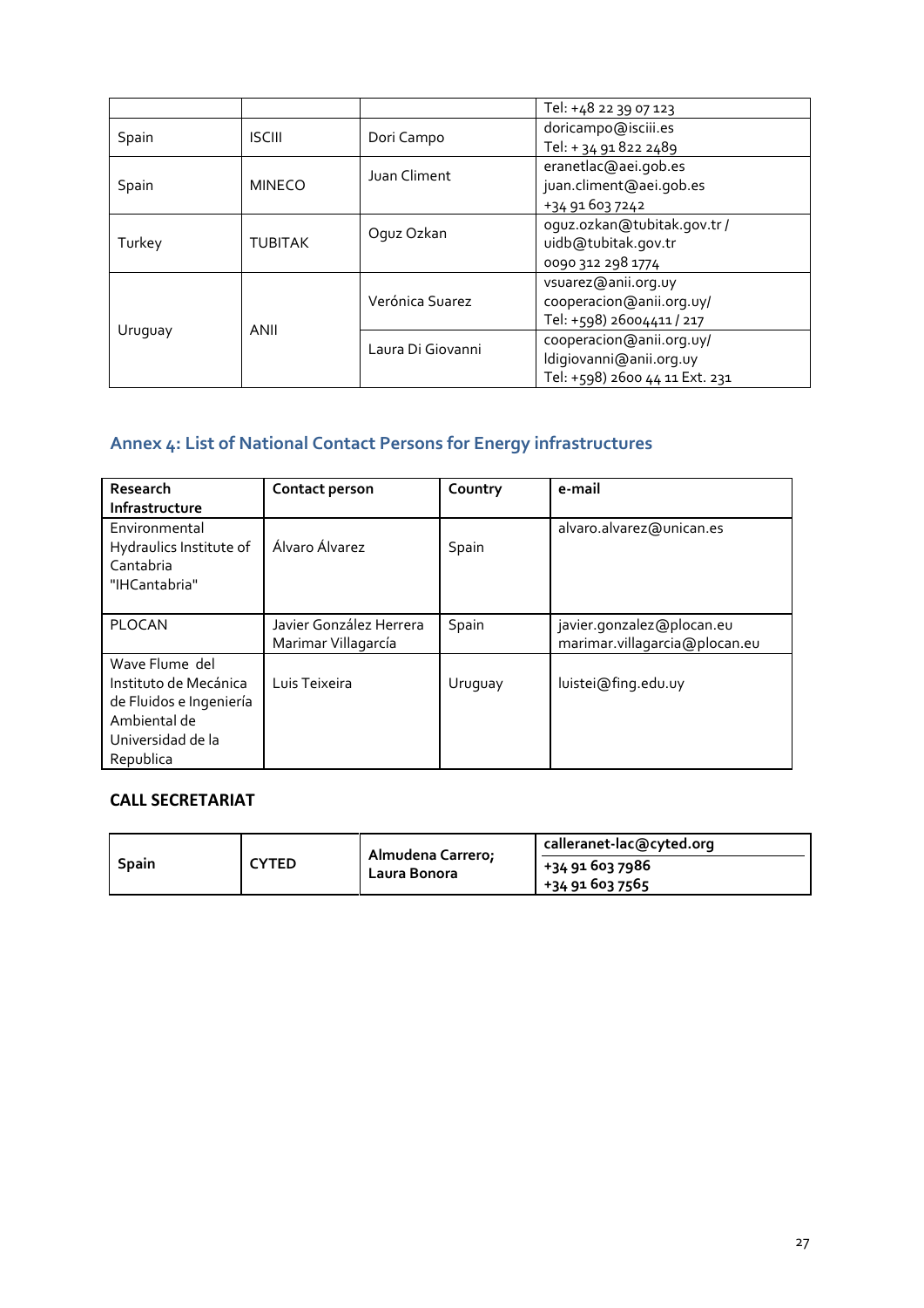| | | | Tel: +48 22 39 07 123 |
|---|---|---|---|
| Spain | ISCIII | Dori Campo | doricampo@isciii.es<br>Tel: + 34 91 822 2489 |
| Spain | MINECO | Juan Climent | eranetlac@aei.gob.es<br>juan.climent@aei.gob.es<br>+34 91 603 7242 |
| Turkey | TUBITAK | Oguz Ozkan | oguz.ozkan@tubitak.gov.tr /<br>uidb@tubitak.gov.tr<br>0090 312 298 1774 |
| Uruguay | ANII | Verónica Suarez | vsuarez@anii.org.uy<br>cooperacion@anii.org.uy/<br>Tel: +598) 26004411 / 217 |
| | | Laura Di Giovanni | cooperacion@anii.org.uy/<br>ldigiovanni@anii.org.uy<br>Tel: +598) 2600 44 11 Ext. 231 |

## Annex 4: List of National Contact Persons for Energy infrastructures

| Research Infrastructure | Contact person | Country | e-mail |
|---|---|---|---|
| Environmental Hydraulics Institute of Cantabria "IHCantabria" | Álvaro Álvarez | Spain | alvaro.alvarez@unican.es |
| PLOCAN | Javier González Herrera<br>Marimar Villagarcía | Spain | javier.gonzalez@plocan.eu<br>marimar.villagarcia@plocan.eu |
| Wave Flume del Instituto de Mecánica de Fluidos e Ingeniería Ambiental de Universidad de la Republica | Luis Teixeira | Uruguay | luistei@fing.edu.uy |

**CALL SECRETARIAT**

| **Spain** | **CYTED** | **Almudena Carrero; Laura Bonora** | **calleranet-lac@cyted.org**<br>**+34 91 603 7986**<br>**+34 91 603 7565** |
|---|---|---|---|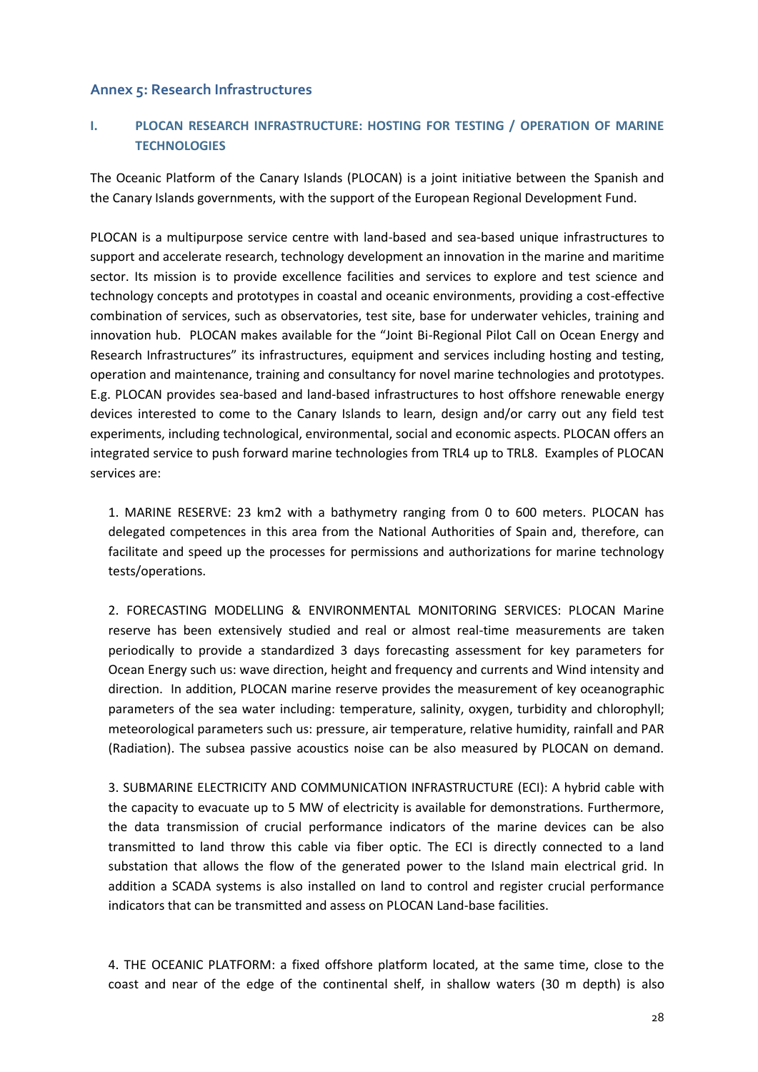## Annex 5: Research Infrastructures

### I. PLOCAN RESEARCH INFRASTRUCTURE: HOSTING FOR TESTING / OPERATION OF MARINE TECHNOLOGIES

The Oceanic Platform of the Canary Islands (PLOCAN) is a joint initiative between the Spanish and the Canary Islands governments, with the support of the European Regional Development Fund.

PLOCAN is a multipurpose service centre with land-based and sea-based unique infrastructures to support and accelerate research, technology development an innovation in the marine and maritime sector. Its mission is to provide excellence facilities and services to explore and test science and technology concepts and prototypes in coastal and oceanic environments, providing a cost-effective combination of services, such as observatories, test site, base for underwater vehicles, training and innovation hub. PLOCAN makes available for the "Joint Bi-Regional Pilot Call on Ocean Energy and Research Infrastructures" its infrastructures, equipment and services including hosting and testing, operation and maintenance, training and consultancy for novel marine technologies and prototypes. E.g. PLOCAN provides sea-based and land-based infrastructures to host offshore renewable energy devices interested to come to the Canary Islands to learn, design and/or carry out any field test experiments, including technological, environmental, social and economic aspects. PLOCAN offers an integrated service to push forward marine technologies from TRL4 up to TRL8. Examples of PLOCAN services are:

1. MARINE RESERVE: 23 km2 with a bathymetry ranging from 0 to 600 meters. PLOCAN has delegated competences in this area from the National Authorities of Spain and, therefore, can facilitate and speed up the processes for permissions and authorizations for marine technology tests/operations.

2. FORECASTING MODELLING & ENVIRONMENTAL MONITORING SERVICES: PLOCAN Marine reserve has been extensively studied and real or almost real-time measurements are taken periodically to provide a standardized 3 days forecasting assessment for key parameters for Ocean Energy such us: wave direction, height and frequency and currents and Wind intensity and direction. In addition, PLOCAN marine reserve provides the measurement of key oceanographic parameters of the sea water including: temperature, salinity, oxygen, turbidity and chlorophyll; meteorological parameters such us: pressure, air temperature, relative humidity, rainfall and PAR (Radiation). The subsea passive acoustics noise can be also measured by PLOCAN on demand.

3. SUBMARINE ELECTRICITY AND COMMUNICATION INFRASTRUCTURE (ECI): A hybrid cable with the capacity to evacuate up to 5 MW of electricity is available for demonstrations. Furthermore, the data transmission of crucial performance indicators of the marine devices can be also transmitted to land throw this cable via fiber optic. The ECI is directly connected to a land substation that allows the flow of the generated power to the Island main electrical grid. In addition a SCADA systems is also installed on land to control and register crucial performance indicators that can be transmitted and assess on PLOCAN Land-base facilities.

4. THE OCEANIC PLATFORM: a fixed offshore platform located, at the same time, close to the coast and near of the edge of the continental shelf, in shallow waters (30 m depth) is also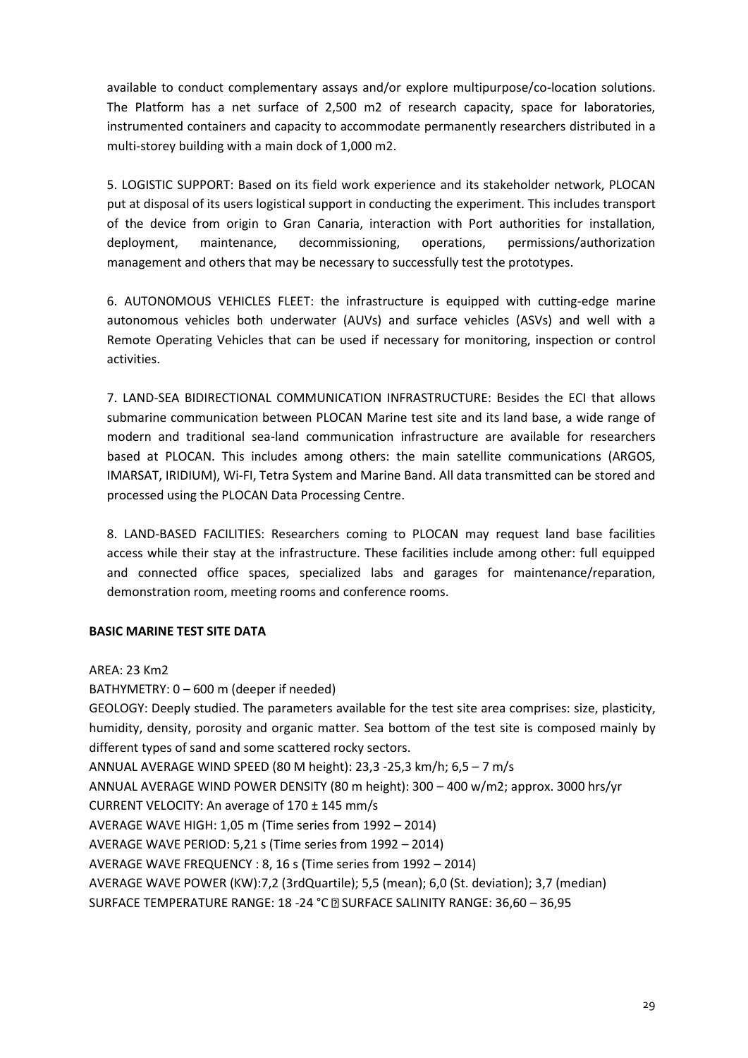available to conduct complementary assays and/or explore multipurpose/co-location solutions. The Platform has a net surface of 2,500 m2 of research capacity, space for laboratories, instrumented containers and capacity to accommodate permanently researchers distributed in a multi-storey building with a main dock of 1,000 m2.

5. LOGISTIC SUPPORT: Based on its field work experience and its stakeholder network, PLOCAN put at disposal of its users logistical support in conducting the experiment. This includes transport of the device from origin to Gran Canaria, interaction with Port authorities for installation, deployment, maintenance, decommissioning, operations, permissions/authorization management and others that may be necessary to successfully test the prototypes.

6. AUTONOMOUS VEHICLES FLEET: the infrastructure is equipped with cutting-edge marine autonomous vehicles both underwater (AUVs) and surface vehicles (ASVs) and well with a Remote Operating Vehicles that can be used if necessary for monitoring, inspection or control activities.

7. LAND-SEA BIDIRECTIONAL COMMUNICATION INFRASTRUCTURE: Besides the ECI that allows submarine communication between PLOCAN Marine test site and its land base, a wide range of modern and traditional sea-land communication infrastructure are available for researchers based at PLOCAN. This includes among others: the main satellite communications (ARGOS, IMARSAT, IRIDIUM), Wi-FI, Tetra System and Marine Band. All data transmitted can be stored and processed using the PLOCAN Data Processing Centre.

8. LAND-BASED FACILITIES: Researchers coming to PLOCAN may request land base facilities access while their stay at the infrastructure. These facilities include among other: full equipped and connected office spaces, specialized labs and garages for maintenance/reparation, demonstration room, meeting rooms and conference rooms.

**BASIC MARINE TEST SITE DATA**

AREA: 23 Km2
BATHYMETRY: 0 – 600 m (deeper if needed)
GEOLOGY: Deeply studied. The parameters available for the test site area comprises: size, plasticity, humidity, density, porosity and organic matter. Sea bottom of the test site is composed mainly by different types of sand and some scattered rocky sectors.
ANNUAL AVERAGE WIND SPEED (80 M height): 23,3 -25,3 km/h; 6,5 – 7 m/s
ANNUAL AVERAGE WIND POWER DENSITY (80 m height): 300 – 400 w/m2; approx. 3000 hrs/yr
CURRENT VELOCITY: An average of 170 ± 145 mm/s
AVERAGE WAVE HIGH: 1,05 m (Time series from 1992 – 2014)
AVERAGE WAVE PERIOD: 5,21 s (Time series from 1992 – 2014)
AVERAGE WAVE FREQUENCY : 8, 16 s (Time series from 1992 – 2014)
AVERAGE WAVE POWER (KW):7,2 (3rdQuartile); 5,5 (mean); 6,0 (St. deviation); 3,7 (median)
SURFACE TEMPERATURE RANGE: 18 -24 °C  SURFACE SALINITY RANGE: 36,60 – 36,95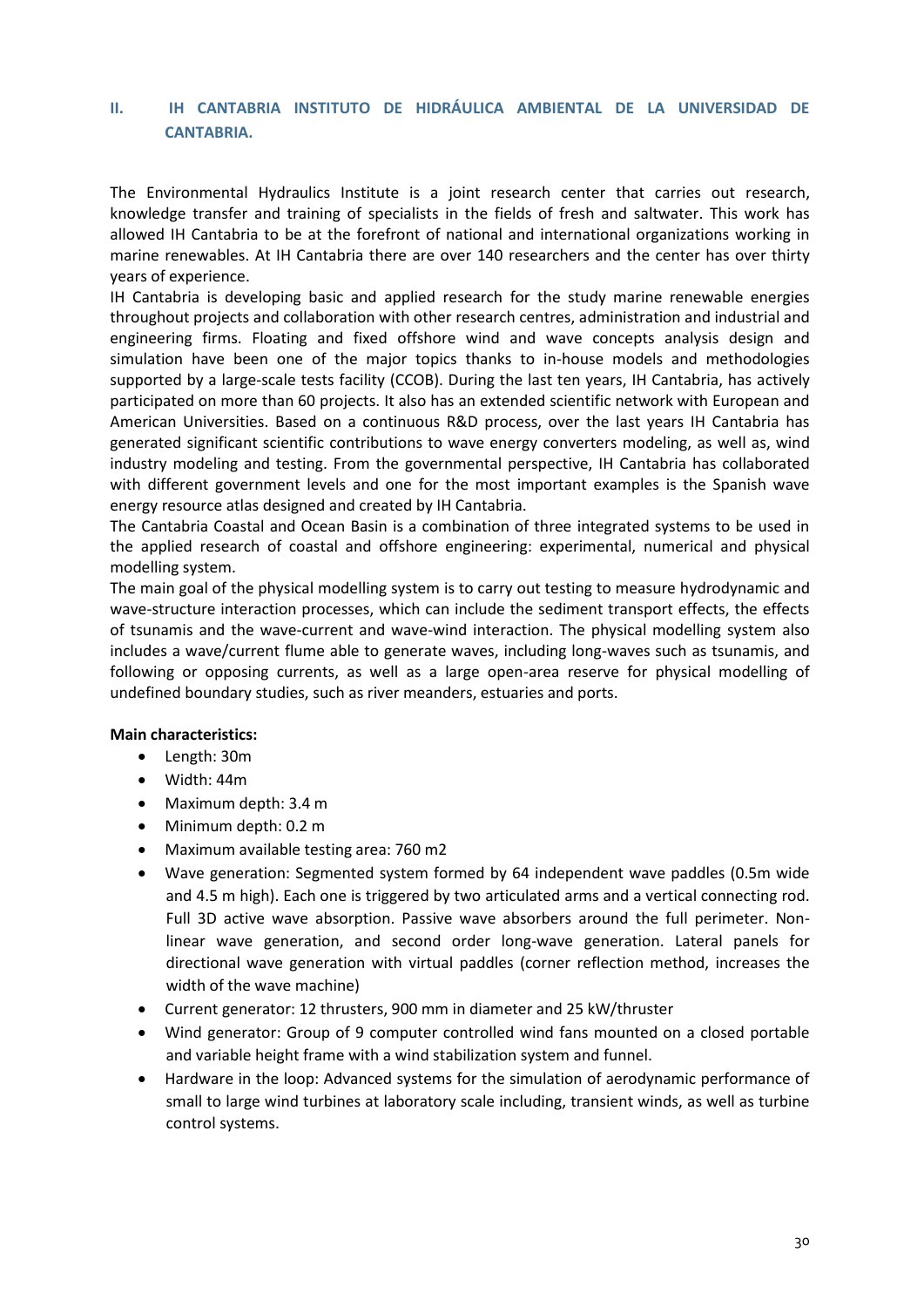## II. IH CANTABRIA INSTITUTO DE HIDRÁULICA AMBIENTAL DE LA UNIVERSIDAD DE CANTABRIA.

The Environmental Hydraulics Institute is a joint research center that carries out research, knowledge transfer and training of specialists in the fields of fresh and saltwater. This work has allowed IH Cantabria to be at the forefront of national and international organizations working in marine renewables. At IH Cantabria there are over 140 researchers and the center has over thirty years of experience.

IH Cantabria is developing basic and applied research for the study marine renewable energies throughout projects and collaboration with other research centres, administration and industrial and engineering firms. Floating and fixed offshore wind and wave concepts analysis design and simulation have been one of the major topics thanks to in-house models and methodologies supported by a large-scale tests facility (CCOB). During the last ten years, IH Cantabria, has actively participated on more than 60 projects. It also has an extended scientific network with European and American Universities. Based on a continuous R&D process, over the last years IH Cantabria has generated significant scientific contributions to wave energy converters modeling, as well as, wind industry modeling and testing. From the governmental perspective, IH Cantabria has collaborated with different government levels and one for the most important examples is the Spanish wave energy resource atlas designed and created by IH Cantabria.

The Cantabria Coastal and Ocean Basin is a combination of three integrated systems to be used in the applied research of coastal and offshore engineering: experimental, numerical and physical modelling system.

The main goal of the physical modelling system is to carry out testing to measure hydrodynamic and wave-structure interaction processes, which can include the sediment transport effects, the effects of tsunamis and the wave-current and wave-wind interaction. The physical modelling system also includes a wave/current flume able to generate waves, including long-waves such as tsunamis, and following or opposing currents, as well as a large open-area reserve for physical modelling of undefined boundary studies, such as river meanders, estuaries and ports.

**Main characteristics:**

- Length: 30m
- Width: 44m
- Maximum depth: 3.4 m
- Minimum depth: 0.2 m
- Maximum available testing area: 760 m2
- Wave generation: Segmented system formed by 64 independent wave paddles (0.5m wide and 4.5 m high). Each one is triggered by two articulated arms and a vertical connecting rod. Full 3D active wave absorption. Passive wave absorbers around the full perimeter. Non-linear wave generation, and second order long-wave generation. Lateral panels for directional wave generation with virtual paddles (corner reflection method, increases the width of the wave machine)
- Current generator: 12 thrusters, 900 mm in diameter and 25 kW/thruster
- Wind generator: Group of 9 computer controlled wind fans mounted on a closed portable and variable height frame with a wind stabilization system and funnel.
- Hardware in the loop: Advanced systems for the simulation of aerodynamic performance of small to large wind turbines at laboratory scale including, transient winds, as well as turbine control systems.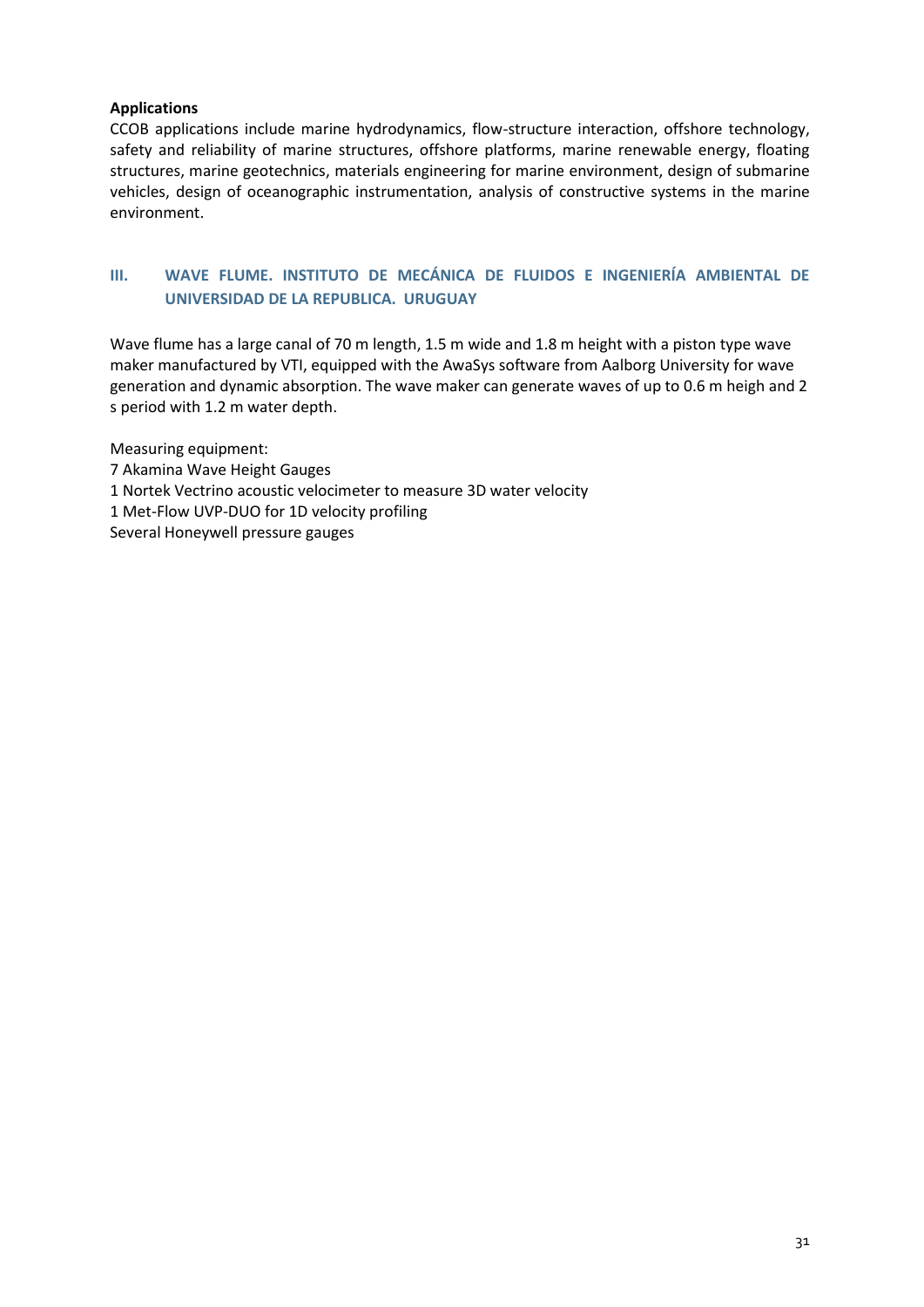**Applications**

CCOB applications include marine hydrodynamics, flow-structure interaction, offshore technology, safety and reliability of marine structures, offshore platforms, marine renewable energy, floating structures, marine geotechnics, materials engineering for marine environment, design of submarine vehicles, design of oceanographic instrumentation, analysis of constructive systems in the marine environment.

## III. WAVE FLUME. INSTITUTO DE MECÁNICA DE FLUIDOS E INGENIERÍA AMBIENTAL DE UNIVERSIDAD DE LA REPUBLICA. URUGUAY

Wave flume has a large canal of 70 m length, 1.5 m wide and 1.8 m height with a piston type wave maker manufactured by VTI, equipped with the AwaSys software from Aalborg University for wave generation and dynamic absorption. The wave maker can generate waves of up to 0.6 m heigh and 2 s period with 1.2 m water depth.

Measuring equipment:
7 Akamina Wave Height Gauges
1 Nortek Vectrino acoustic velocimeter to measure 3D water velocity
1 Met-Flow UVP-DUO for 1D velocity profiling
Several Honeywell pressure gauges